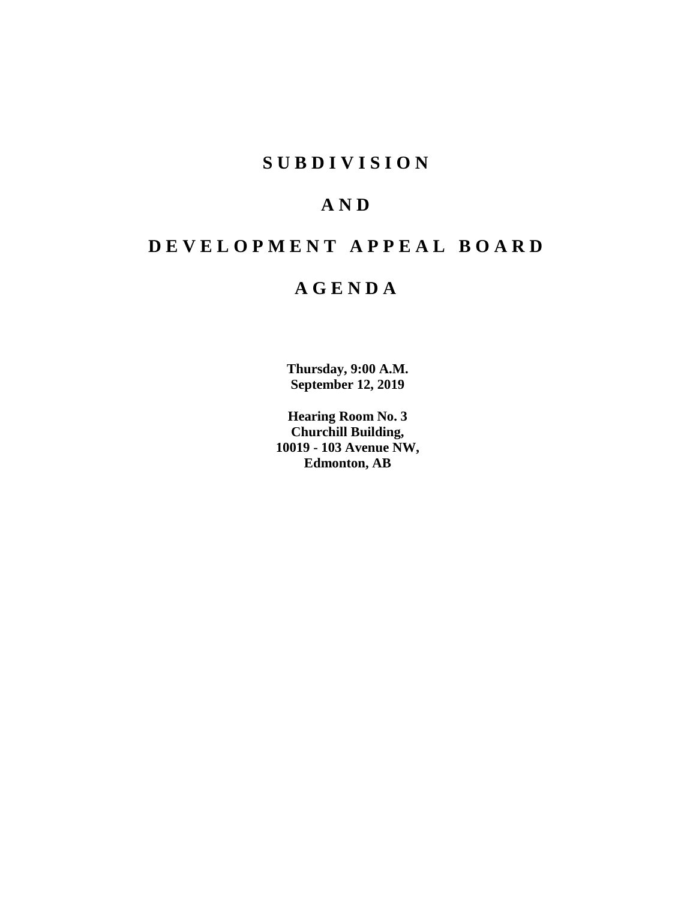# S U B D I V I S I O N

# A N D

# D E V E L O P M E N T   A P P E A L   B O A R D

# A G E N D A

**Thursday, 9:00 A.M.**
**September 12, 2019**

**Hearing Room No. 3**
**Churchill Building,**
**10019 - 103 Avenue NW,**
**Edmonton, AB**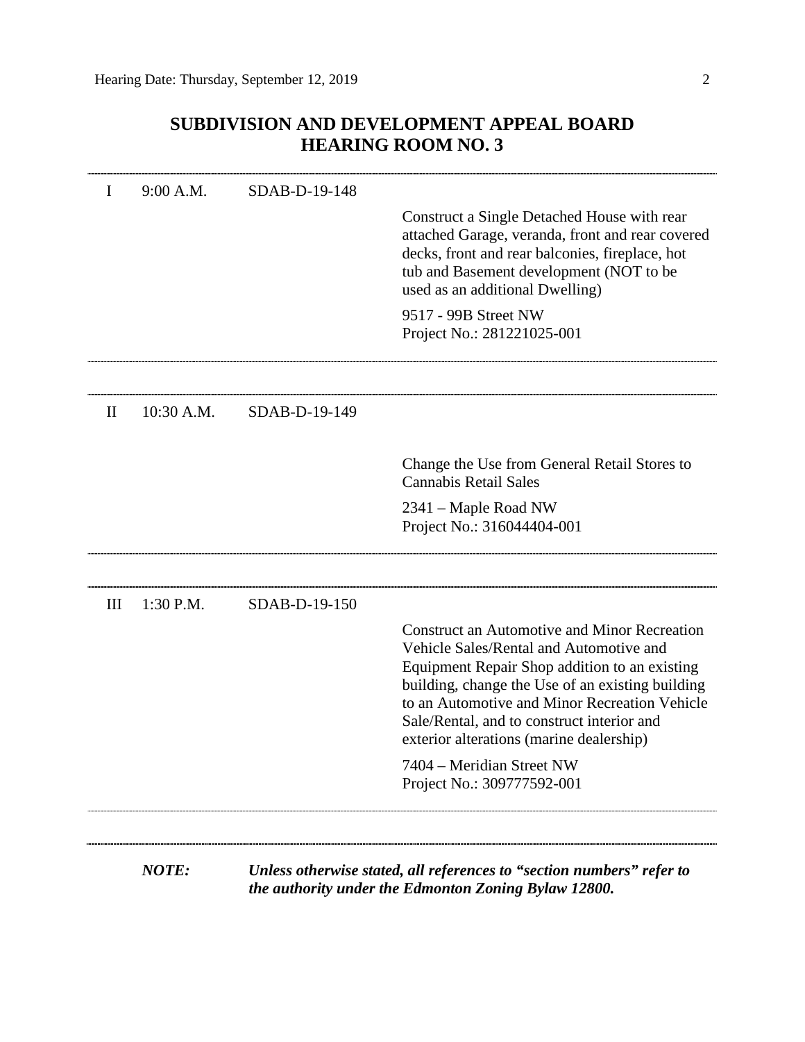Hearing Date: Thursday, September 12, 2019

## SUBDIVISION AND DEVELOPMENT APPEAL BOARD
## HEARING ROOM NO. 3

---

I 9:00 A.M. SDAB-D-19-148

Construct a Single Detached House with rear attached Garage, veranda, front and rear covered decks, front and rear balconies, fireplace, hot tub and Basement development (NOT to be used as an additional Dwelling)

9517 - 99B Street NW
Project No.: 281221025-001

---

II 10:30 A.M. SDAB-D-19-149

Change the Use from General Retail Stores to Cannabis Retail Sales

2341 – Maple Road NW
Project No.: 316044404-001

---

III 1:30 P.M. SDAB-D-19-150

Construct an Automotive and Minor Recreation Vehicle Sales/Rental and Automotive and Equipment Repair Shop addition to an existing building, change the Use of an existing building to an Automotive and Minor Recreation Vehicle Sale/Rental, and to construct interior and exterior alterations (marine dealership)

7404 – Meridian Street NW
Project No.: 309777592-001

---

***NOTE:*** ***Unless otherwise stated, all references to "section numbers" refer to the authority under the Edmonton Zoning Bylaw 12800.***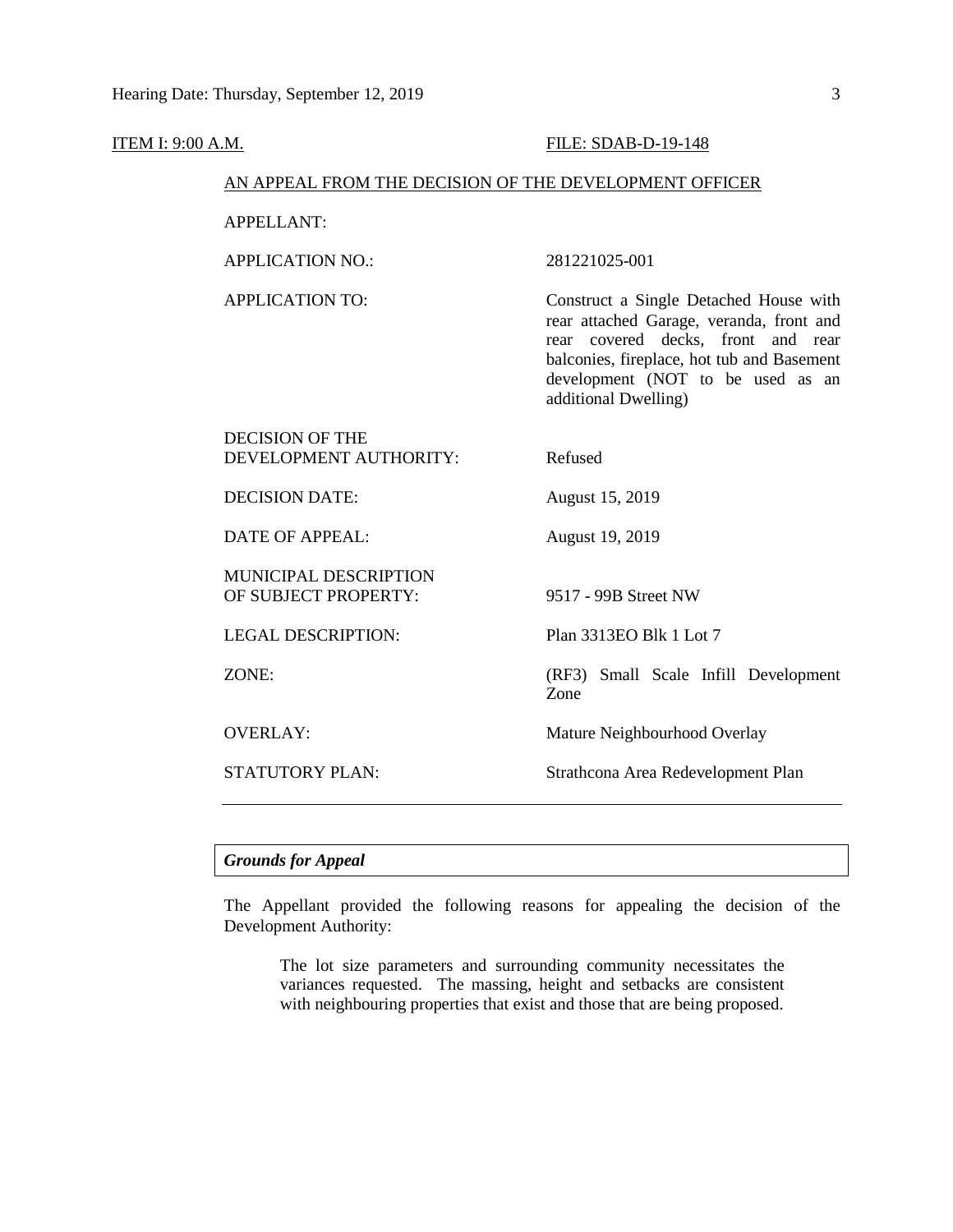ITEM I: 9:00 A.M. FILE: SDAB-D-19-148

AN APPEAL FROM THE DECISION OF THE DEVELOPMENT OFFICER

| | |
|---|---|
| APPELLANT: | |
| APPLICATION NO.: | 281221025-001 |
| APPLICATION TO: | Construct a Single Detached House with rear attached Garage, veranda, front and rear covered decks, front and rear balconies, fireplace, hot tub and Basement development (NOT to be used as an additional Dwelling) |
| DECISION OF THE DEVELOPMENT AUTHORITY: | Refused |
| DECISION DATE: | August 15, 2019 |
| DATE OF APPEAL: | August 19, 2019 |
| MUNICIPAL DESCRIPTION OF SUBJECT PROPERTY: | 9517 - 99B Street NW |
| LEGAL DESCRIPTION: | Plan 3313EO Blk 1 Lot 7 |
| ZONE: | (RF3) Small Scale Infill Development Zone |
| OVERLAY: | Mature Neighbourhood Overlay |
| STATUTORY PLAN: | Strathcona Area Redevelopment Plan |

---

### *Grounds for Appeal*

The Appellant provided the following reasons for appealing the decision of the Development Authority:

> The lot size parameters and surrounding community necessitates the variances requested. The massing, height and setbacks are consistent with neighbouring properties that exist and those that are being proposed.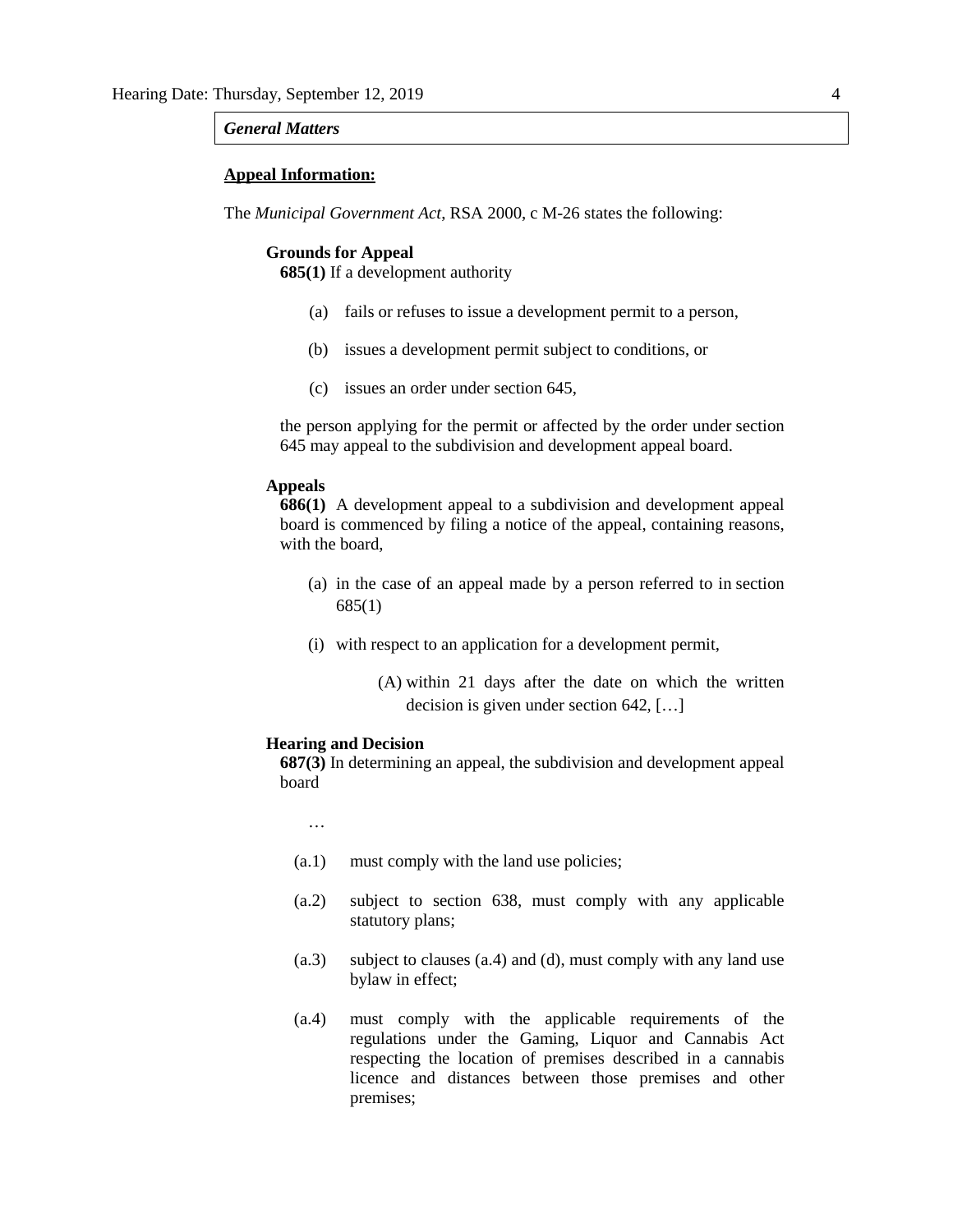*General Matters*

**Appeal Information:**

The *Municipal Government Act*, RSA 2000, c M-26 states the following:

**Grounds for Appeal**

**685(1)** If a development authority

(a) fails or refuses to issue a development permit to a person,

(b) issues a development permit subject to conditions, or

(c) issues an order under section 645,

the person applying for the permit or affected by the order under section 645 may appeal to the subdivision and development appeal board.

**Appeals**

**686(1)** A development appeal to a subdivision and development appeal board is commenced by filing a notice of the appeal, containing reasons, with the board,

(a) in the case of an appeal made by a person referred to in section 685(1)

(i) with respect to an application for a development permit,

(A) within 21 days after the date on which the written decision is given under section 642, […]

**Hearing and Decision**

**687(3)** In determining an appeal, the subdivision and development appeal board

…

(a.1) must comply with the land use policies;

(a.2) subject to section 638, must comply with any applicable statutory plans;

(a.3) subject to clauses (a.4) and (d), must comply with any land use bylaw in effect;

(a.4) must comply with the applicable requirements of the regulations under the Gaming, Liquor and Cannabis Act respecting the location of premises described in a cannabis licence and distances between those premises and other premises;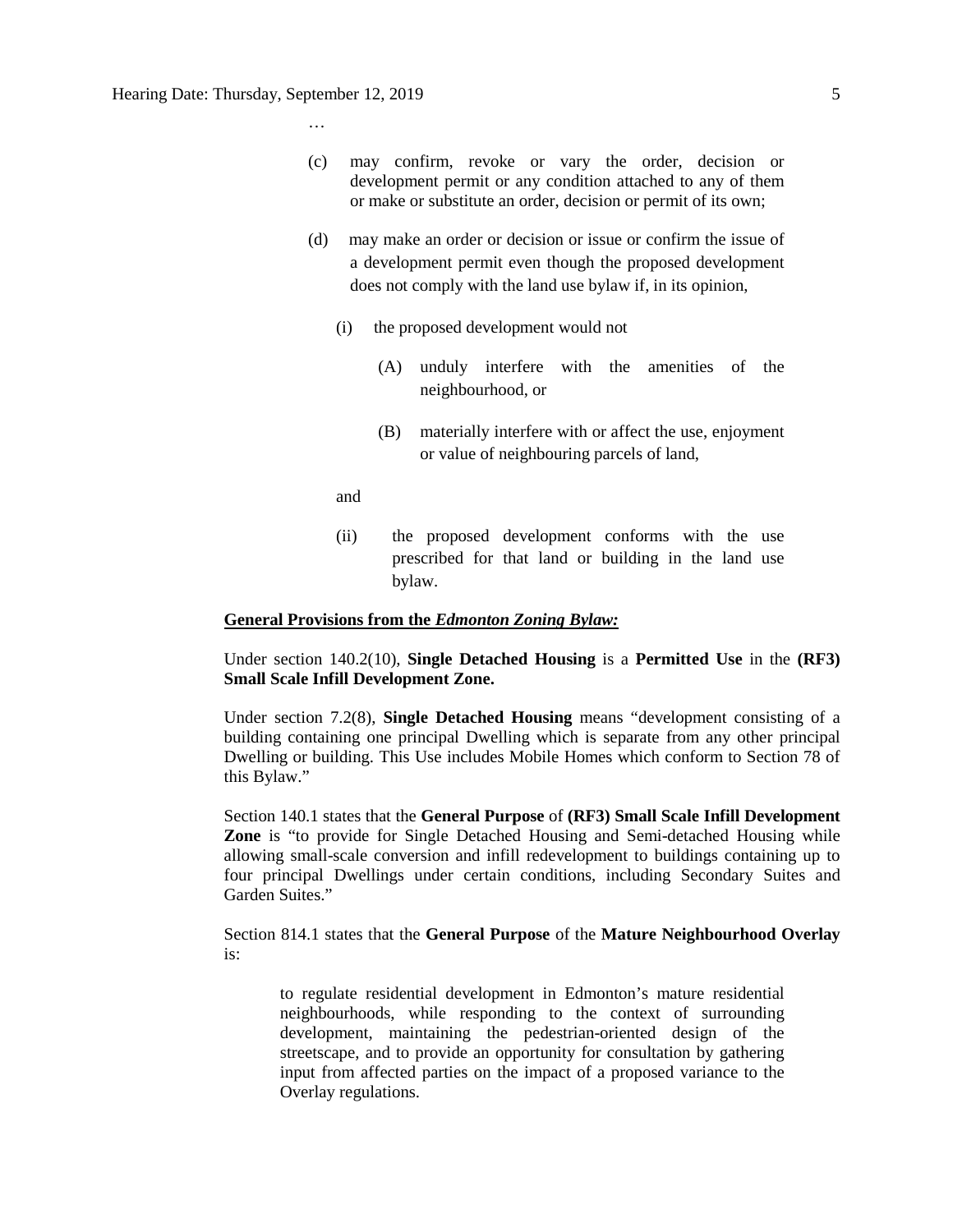…

(c) may confirm, revoke or vary the order, decision or development permit or any condition attached to any of them or make or substitute an order, decision or permit of its own;

(d) may make an order or decision or issue or confirm the issue of a development permit even though the proposed development does not comply with the land use bylaw if, in its opinion,

(i) the proposed development would not

(A) unduly interfere with the amenities of the neighbourhood, or

(B) materially interfere with or affect the use, enjoyment or value of neighbouring parcels of land,

and

(ii) the proposed development conforms with the use prescribed for that land or building in the land use bylaw.

**General Provisions from the *Edmonton Zoning Bylaw:***

Under section 140.2(10), **Single Detached Housing** is a **Permitted Use** in the **(RF3) Small Scale Infill Development Zone.**

Under section 7.2(8), **Single Detached Housing** means "development consisting of a building containing one principal Dwelling which is separate from any other principal Dwelling or building. This Use includes Mobile Homes which conform to Section 78 of this Bylaw."

Section 140.1 states that the **General Purpose** of **(RF3) Small Scale Infill Development Zone** is "to provide for Single Detached Housing and Semi-detached Housing while allowing small-scale conversion and infill redevelopment to buildings containing up to four principal Dwellings under certain conditions, including Secondary Suites and Garden Suites."

Section 814.1 states that the **General Purpose** of the **Mature Neighbourhood Overlay** is:

> to regulate residential development in Edmonton's mature residential neighbourhoods, while responding to the context of surrounding development, maintaining the pedestrian-oriented design of the streetscape, and to provide an opportunity for consultation by gathering input from affected parties on the impact of a proposed variance to the Overlay regulations.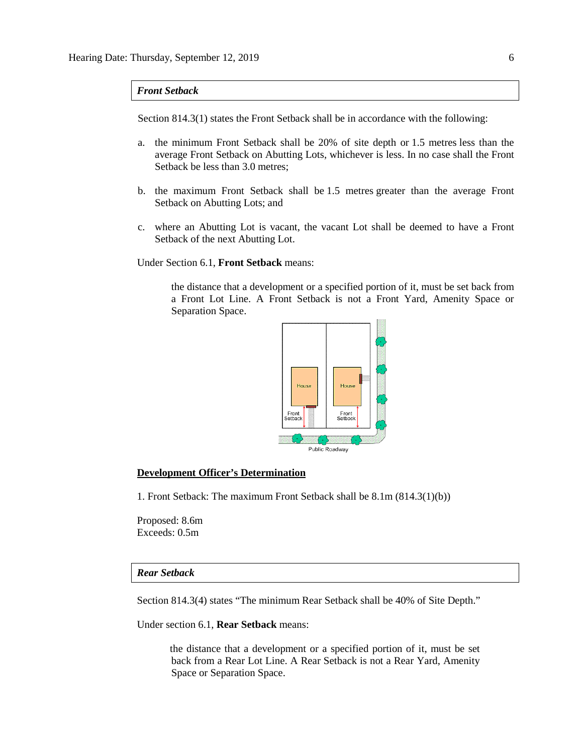***Front Setback***

Section 814.3(1) states the Front Setback shall be in accordance with the following:

a. the minimum Front Setback shall be 20% of site depth or 1.5 metres less than the average Front Setback on Abutting Lots, whichever is less. In no case shall the Front Setback be less than 3.0 metres;

b. the maximum Front Setback shall be 1.5 metres greater than the average Front Setback on Abutting Lots; and

c. where an Abutting Lot is vacant, the vacant Lot shall be deemed to have a Front Setback of the next Abutting Lot.

Under Section 6.1, **Front Setback** means:

> the distance that a development or a specified portion of it, must be set back from a Front Lot Line. A Front Setback is not a Front Yard, Amenity Space or Separation Space.

**<u>Development Officer's Determination</u>**

1. Front Setback: The maximum Front Setback shall be 8.1m (814.3(1)(b))

Proposed: 8.6m
Exceeds: 0.5m

***Rear Setback***

Section 814.3(4) states "The minimum Rear Setback shall be 40% of Site Depth."

Under section 6.1, **Rear Setback** means:

> the distance that a development or a specified portion of it, must be set back from a Rear Lot Line. A Rear Setback is not a Rear Yard, Amenity Space or Separation Space.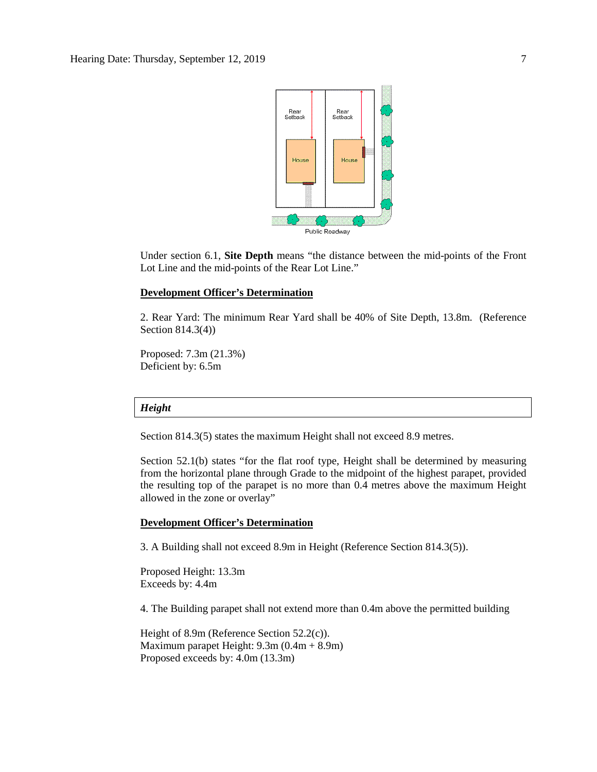Under section 6.1, **Site Depth** means "the distance between the mid-points of the Front Lot Line and the mid-points of the Rear Lot Line."

**<u>Development Officer's Determination</u>**

2. Rear Yard: The minimum Rear Yard shall be 40% of Site Depth, 13.8m. (Reference Section 814.3(4))

Proposed: 7.3m (21.3%)
Deficient by: 6.5m

***Height***

Section 814.3(5) states the maximum Height shall not exceed 8.9 metres.

Section 52.1(b) states "for the flat roof type, Height shall be determined by measuring from the horizontal plane through Grade to the midpoint of the highest parapet, provided the resulting top of the parapet is no more than 0.4 metres above the maximum Height allowed in the zone or overlay"

**<u>Development Officer's Determination</u>**

3. A Building shall not exceed 8.9m in Height (Reference Section 814.3(5)).

Proposed Height: 13.3m
Exceeds by: 4.4m

4. The Building parapet shall not extend more than 0.4m above the permitted building

Height of 8.9m (Reference Section 52.2(c)).
Maximum parapet Height: 9.3m (0.4m + 8.9m)
Proposed exceeds by: 4.0m (13.3m)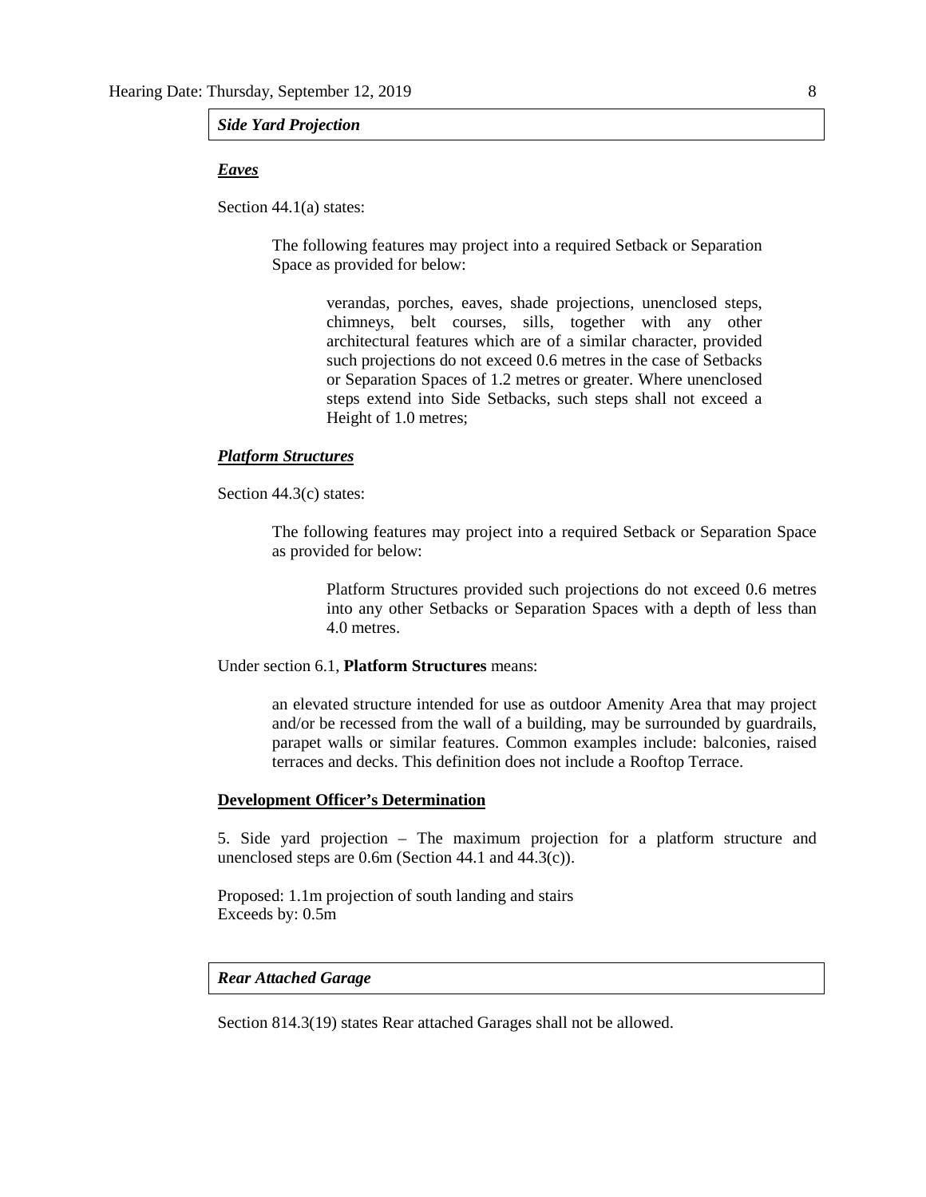***Side Yard Projection***

***Eaves***

Section 44.1(a) states:

> The following features may project into a required Setback or Separation Space as provided for below:
>
> > verandas, porches, eaves, shade projections, unenclosed steps, chimneys, belt courses, sills, together with any other architectural features which are of a similar character, provided such projections do not exceed 0.6 metres in the case of Setbacks or Separation Spaces of 1.2 metres or greater. Where unenclosed steps extend into Side Setbacks, such steps shall not exceed a Height of 1.0 metres;

***Platform Structures***

Section 44.3(c) states:

> The following features may project into a required Setback or Separation Space as provided for below:
>
> > Platform Structures provided such projections do not exceed 0.6 metres into any other Setbacks or Separation Spaces with a depth of less than 4.0 metres.

Under section 6.1, **Platform Structures** means:

> an elevated structure intended for use as outdoor Amenity Area that may project and/or be recessed from the wall of a building, may be surrounded by guardrails, parapet walls or similar features. Common examples include: balconies, raised terraces and decks. This definition does not include a Rooftop Terrace.

**Development Officer's Determination**

5. Side yard projection – The maximum projection for a platform structure and unenclosed steps are 0.6m (Section 44.1 and 44.3(c)).

Proposed: 1.1m projection of south landing and stairs
Exceeds by: 0.5m

***Rear Attached Garage***

Section 814.3(19) states Rear attached Garages shall not be allowed.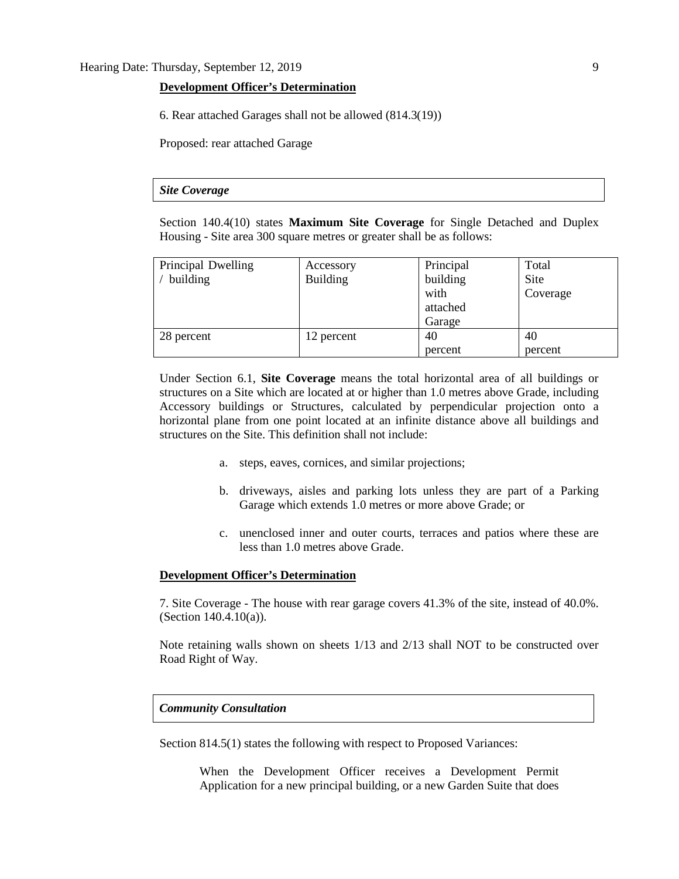**Development Officer's Determination**

6. Rear attached Garages shall not be allowed (814.3(19))

Proposed: rear attached Garage

***Site Coverage***

Section 140.4(10) states **Maximum Site Coverage** for Single Detached and Duplex Housing - Site area 300 square metres or greater shall be as follows:

| Principal Dwelling / building | Accessory Building | Principal building with attached Garage | Total Site Coverage |
|---|---|---|---|
| 28 percent | 12 percent | 40 percent | 40 percent |

Under Section 6.1, **Site Coverage** means the total horizontal area of all buildings or structures on a Site which are located at or higher than 1.0 metres above Grade, including Accessory buildings or Structures, calculated by perpendicular projection onto a horizontal plane from one point located at an infinite distance above all buildings and structures on the Site. This definition shall not include:

a. steps, eaves, cornices, and similar projections;

b. driveways, aisles and parking lots unless they are part of a Parking Garage which extends 1.0 metres or more above Grade; or

c. unenclosed inner and outer courts, terraces and patios where these are less than 1.0 metres above Grade.

**Development Officer's Determination**

7. Site Coverage - The house with rear garage covers 41.3% of the site, instead of 40.0%. (Section 140.4.10(a)).

Note retaining walls shown on sheets 1/13 and 2/13 shall NOT to be constructed over Road Right of Way.

***Community Consultation***

Section 814.5(1) states the following with respect to Proposed Variances:

> When the Development Officer receives a Development Permit Application for a new principal building, or a new Garden Suite that does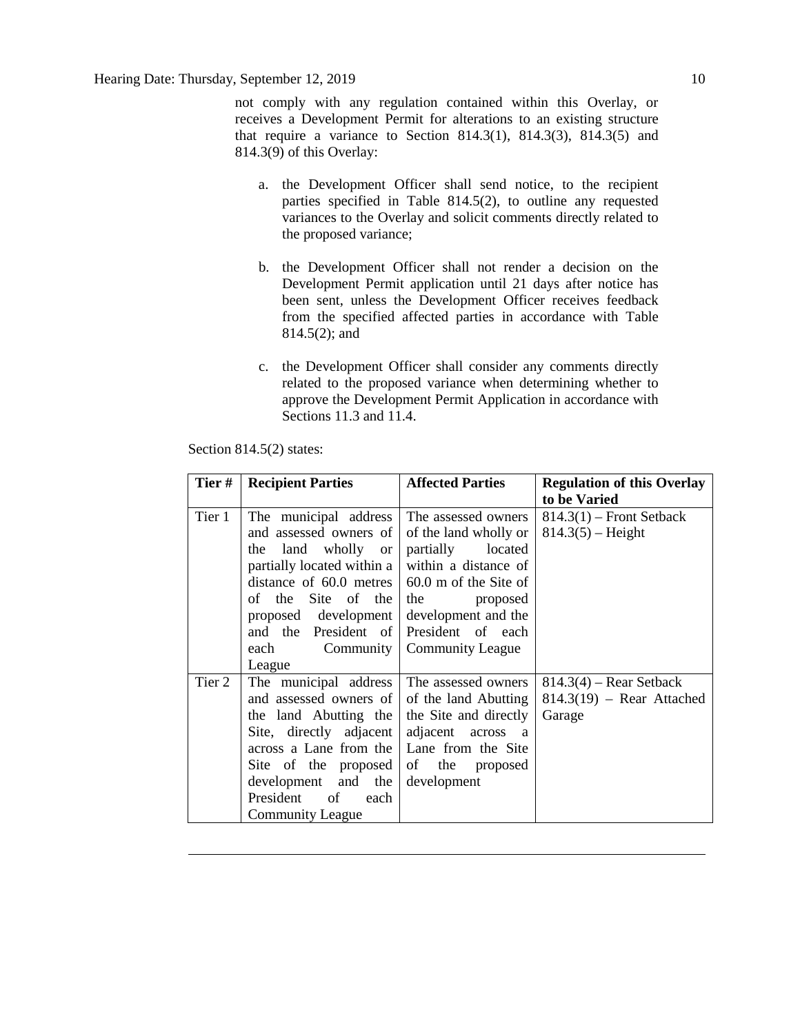not comply with any regulation contained within this Overlay, or receives a Development Permit for alterations to an existing structure that require a variance to Section 814.3(1), 814.3(3), 814.3(5) and 814.3(9) of this Overlay:

a. the Development Officer shall send notice, to the recipient parties specified in Table 814.5(2), to outline any requested variances to the Overlay and solicit comments directly related to the proposed variance;

b. the Development Officer shall not render a decision on the Development Permit application until 21 days after notice has been sent, unless the Development Officer receives feedback from the specified affected parties in accordance with Table 814.5(2); and

c. the Development Officer shall consider any comments directly related to the proposed variance when determining whether to approve the Development Permit Application in accordance with Sections 11.3 and 11.4.

Section 814.5(2) states:

| Tier # | Recipient Parties | Affected Parties | Regulation of this Overlay to be Varied |
|---|---|---|---|
| Tier 1 | The municipal address and assessed owners of the land wholly or partially located within a distance of 60.0 metres of the Site of the proposed development and the President of each Community League | The assessed owners of the land wholly or partially located within a distance of 60.0 m of the Site of the proposed development and the President of each Community League | 814.3(1) – Front Setback<br>814.3(5) – Height |
| Tier 2 | The municipal address and assessed owners of the land Abutting the Site, directly adjacent across a Lane from the Site of the proposed development and the President of each Community League | The assessed owners of the land Abutting the Site and directly adjacent across a Lane from the Site of the proposed development | 814.3(4) – Rear Setback<br>814.3(19) – Rear Attached Garage |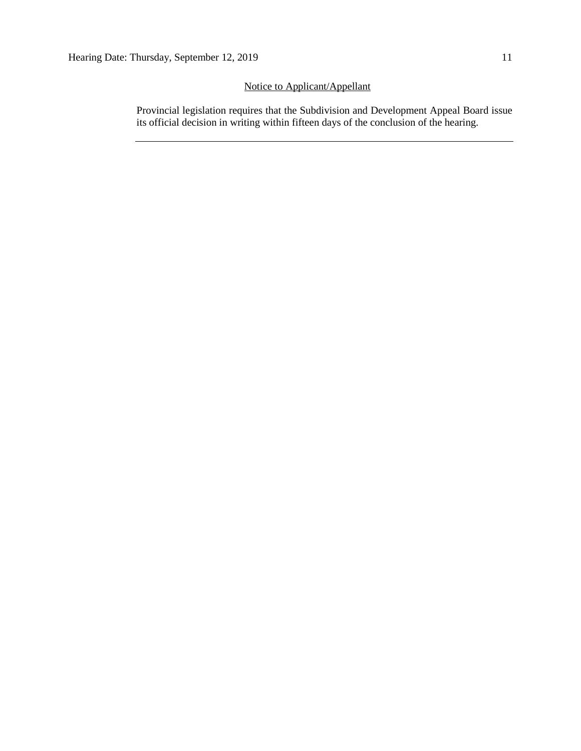Notice to Applicant/Appellant

Provincial legislation requires that the Subdivision and Development Appeal Board issue its official decision in writing within fifteen days of the conclusion of the hearing.

---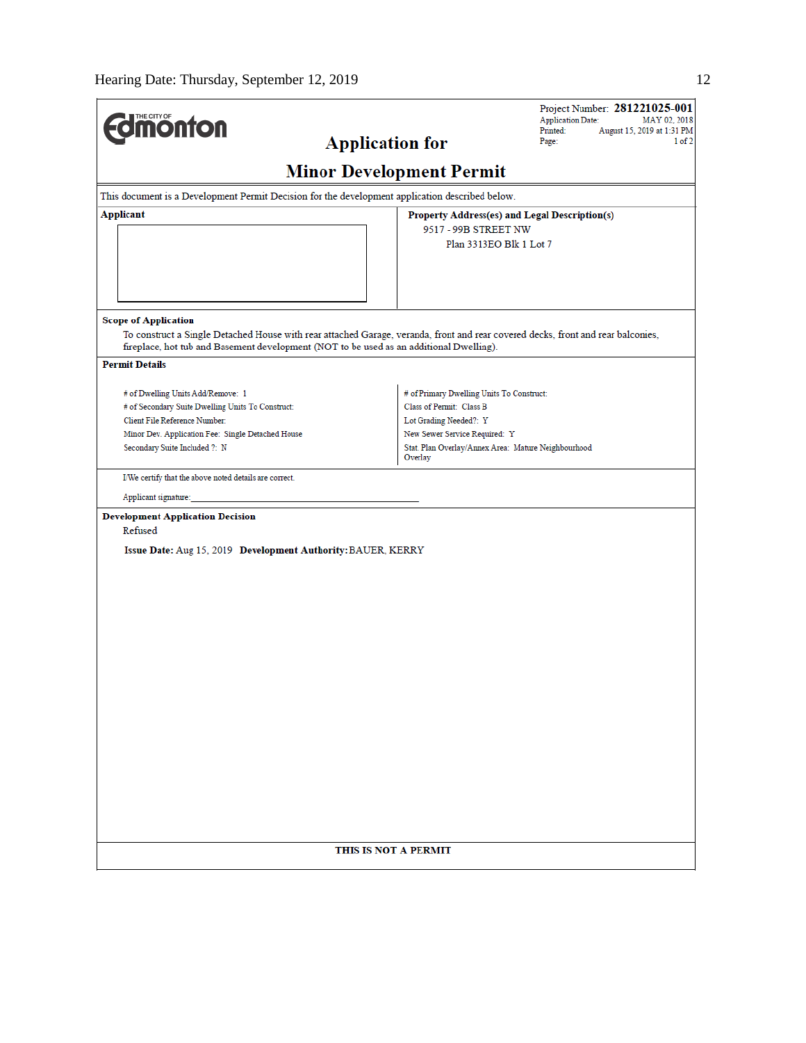THE CITY OF Edmonton

# Application for

# Minor Development Permit

Project Number: **281221025-001**
Application Date: MAY 02, 2018
Printed: August 15, 2019 at 1:31 PM
Page: 1 of 2

This document is a Development Permit Decision for the development application described below.

**Applicant**

**Property Address(es) and Legal Description(s)**

9517 - 99B STREET NW
Plan 3313EO Blk 1 Lot 7

**Scope of Application**

To construct a Single Detached House with rear attached Garage, veranda, front and rear covered decks, front and rear balconies, fireplace, hot tub and Basement development (NOT to be used as an additional Dwelling).

**Permit Details**

# of Dwelling Units Add/Remove: 1
# of Secondary Suite Dwelling Units To Construct:
Client File Reference Number:
Minor Dev. Application Fee: Single Detached House
Secondary Suite Included ?: N

# of Primary Dwelling Units To Construct:
Class of Permit: Class B
Lot Grading Needed?: Y
New Sewer Service Required: Y
Stat. Plan Overlay/Annex Area: Mature Neighbourhood Overlay

I/We certify that the above noted details are correct.

Applicant signature:_______________________________

**Development Application Decision**

Refused

**Issue Date:** Aug 15, 2019 **Development Authority:** BAUER, KERRY

**THIS IS NOT A PERMIT**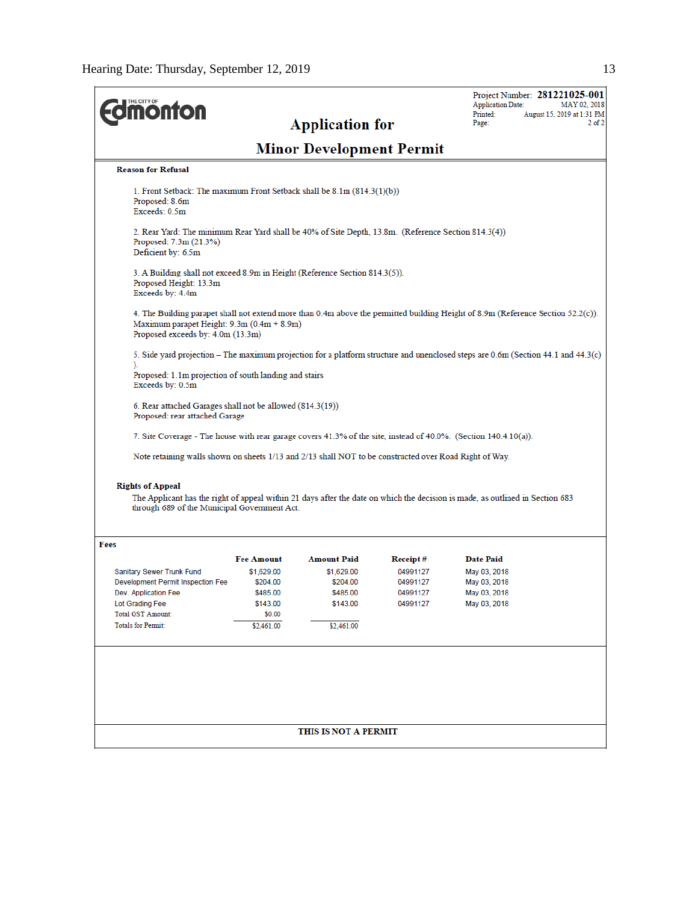# Edmonton

Project Number: **281221025-001**
Application Date: MAY 02, 2018
Printed: August 15, 2019 at 1:31 PM

## Application for

## Minor Development Permit

**Reason for Refusal**

1. Front Setback: The maximum Front Setback shall be 8.1m (814.3(1)(b))
Proposed: 8.6m
Exceeds: 0.5m

2. Rear Yard: The minimum Rear Yard shall be 40% of Site Depth, 13.8m. (Reference Section 814.3(4))
Proposed: 7.3m (21.3%)
Deficient by: 6.5m

3. A Building shall not exceed 8.9m in Height (Reference Section 814.3(5)).
Proposed Height: 13.3m
Exceeds by: 4.4m

4. The Building parapet shall not extend more than 0.4m above the permitted building Height of 8.9m (Reference Section 52.2(c)).
Maximum parapet Height: 9.3m (0.4m + 8.9m)
Proposed exceeds by: 4.0m (13.3m)

5. Side yard projection – The maximum projection for a platform structure and unenclosed steps are 0.6m (Section 44.1 and 44.3(c)).
Proposed: 1.1m projection of south landing and stairs
Exceeds by: 0.5m

6. Rear attached Garages shall not be allowed (814.3(19))
Proposed: rear attached Garage

7. Site Coverage - The house with rear garage covers 41.3% of the site, instead of 40.0%. (Section 140.4.10(a)).

Note retaining walls shown on sheets 1/13 and 2/13 shall NOT to be constructed over Road Right of Way.

**Rights of Appeal**

The Applicant has the right of appeal within 21 days after the date on which the decision is made, as outlined in Section 683 through 689 of the Municipal Government Act.

**Fees**

| | Fee Amount | Amount Paid | Receipt # | Date Paid |
|---|---|---|---|---|
| Sanitary Sewer Trunk Fund | $1,629.00 | $1,629.00 | 04991127 | May 03, 2018 |
| Development Permit Inspection Fee | $204.00 | $204.00 | 04991127 | May 03, 2018 |
| Dev. Application Fee | $485.00 | $485.00 | 04991127 | May 03, 2018 |
| Lot Grading Fee | $143.00 | $143.00 | 04991127 | May 03, 2018 |
| Total GST Amount | $0.00 | | | |
| Totals for Permit: | $2,461.00 | $2,461.00 | | |

**THIS IS NOT A PERMIT**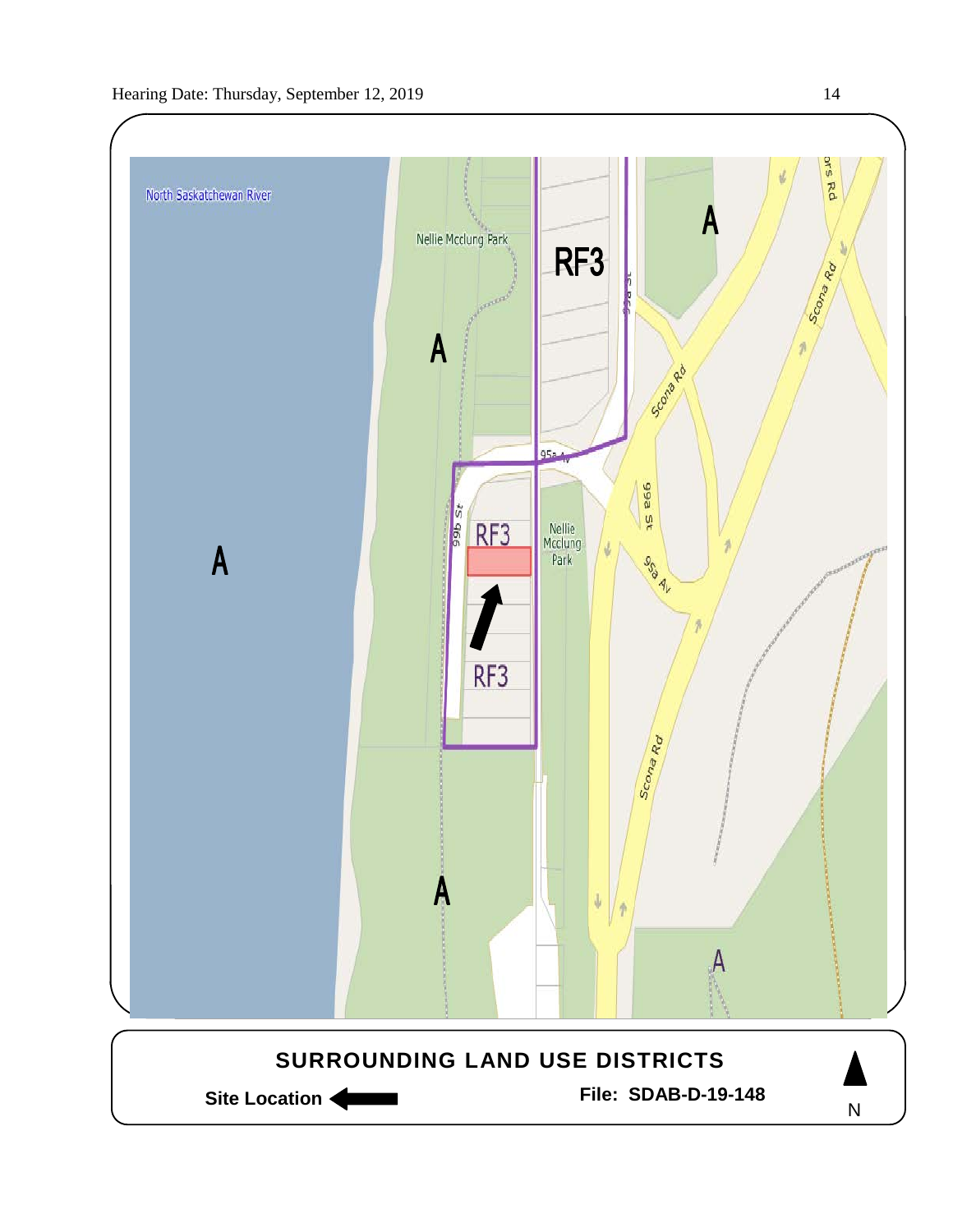North Saskatchewan River

Nellie Mcclung Park

RF3

A

A

A

A

RF3

RF3

Nellie Mcclung Park

99b St

95a Av

99a St

Scona Rd

A

**SURROUNDING LAND USE DISTRICTS**

**Site Location**

**File: SDAB-D-19-148**

N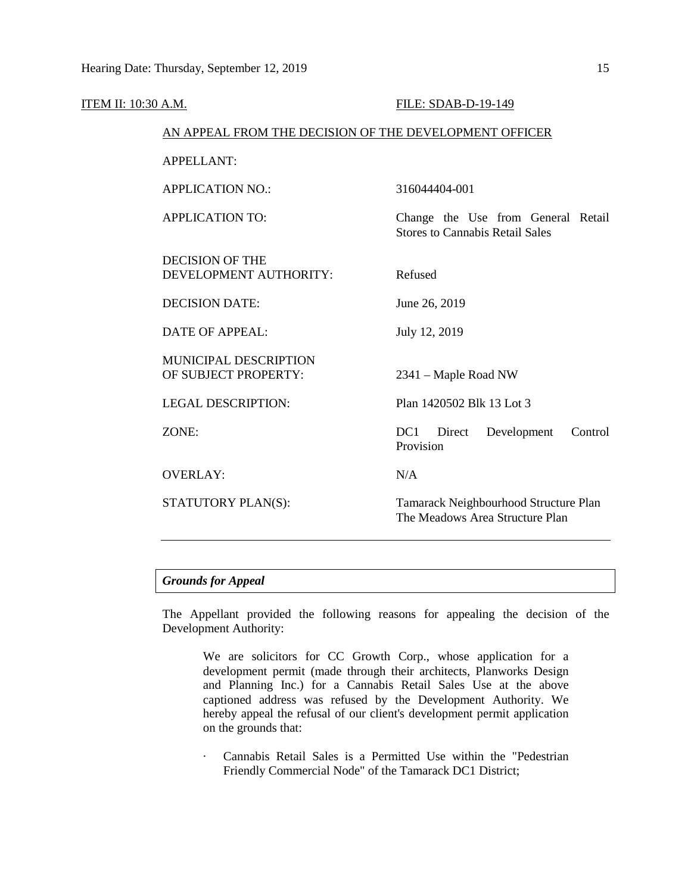ITEM II: 10:30 A.M. FILE: SDAB-D-19-149

AN APPEAL FROM THE DECISION OF THE DEVELOPMENT OFFICER

| | |
|---|---|
| APPELLANT: | |
| APPLICATION NO.: | 316044404-001 |
| APPLICATION TO: | Change the Use from General Retail Stores to Cannabis Retail Sales |
| DECISION OF THE DEVELOPMENT AUTHORITY: | Refused |
| DECISION DATE: | June 26, 2019 |
| DATE OF APPEAL: | July 12, 2019 |
| MUNICIPAL DESCRIPTION OF SUBJECT PROPERTY: | 2341 – Maple Road NW |
| LEGAL DESCRIPTION: | Plan 1420502 Blk 13 Lot 3 |
| ZONE: | DC1 Direct Development Control Provision |
| OVERLAY: | N/A |
| STATUTORY PLAN(S): | Tamarack Neighbourhood Structure Plan<br>The Meadows Area Structure Plan |

***Grounds for Appeal***

The Appellant provided the following reasons for appealing the decision of the Development Authority:

> We are solicitors for CC Growth Corp., whose application for a development permit (made through their architects, Planworks Design and Planning Inc.) for a Cannabis Retail Sales Use at the above captioned address was refused by the Development Authority. We hereby appeal the refusal of our client's development permit application on the grounds that:
>
> - Cannabis Retail Sales is a Permitted Use within the "Pedestrian Friendly Commercial Node" of the Tamarack DC1 District;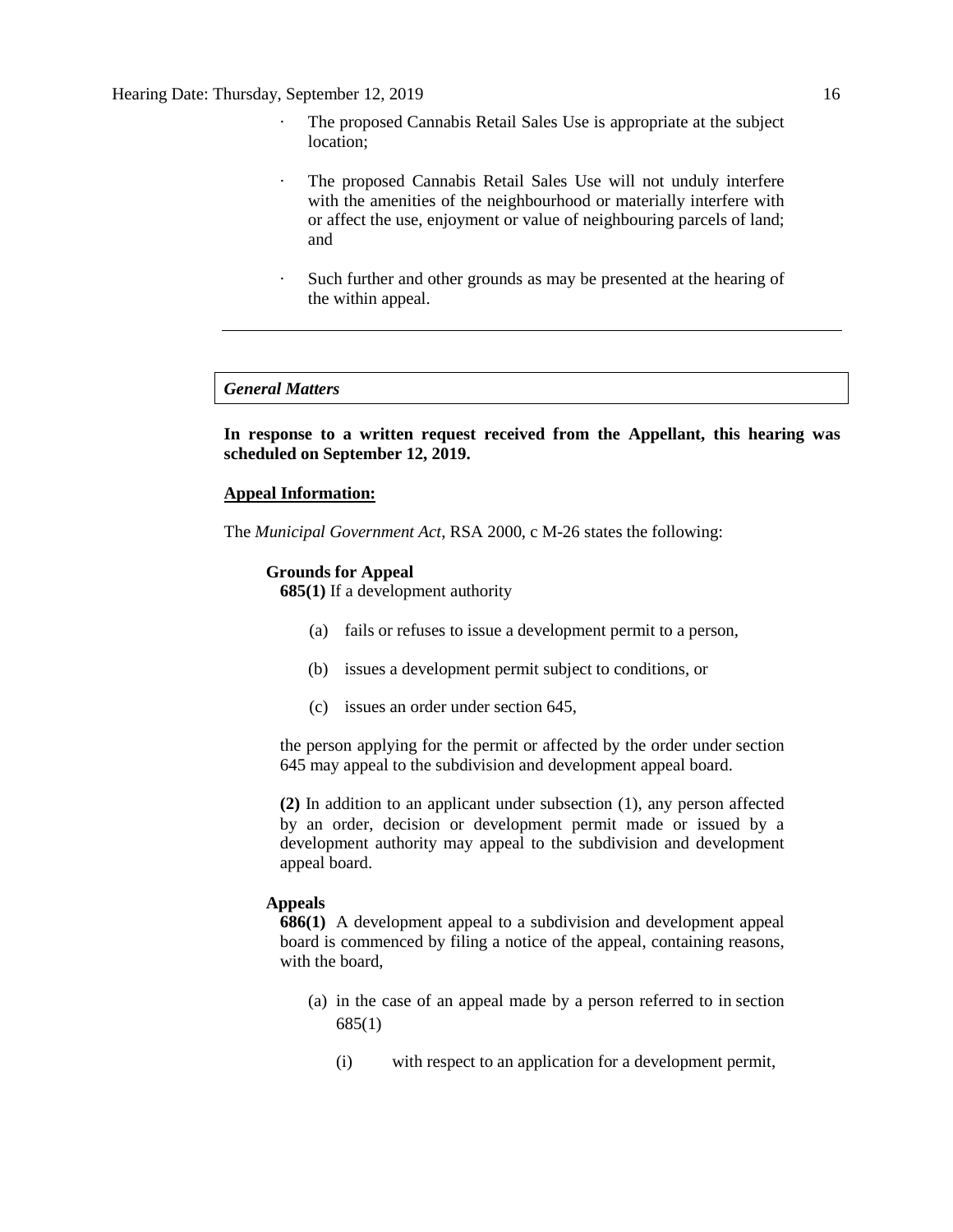- The proposed Cannabis Retail Sales Use is appropriate at the subject location;
- The proposed Cannabis Retail Sales Use will not unduly interfere with the amenities of the neighbourhood or materially interfere with or affect the use, enjoyment or value of neighbouring parcels of land; and
- Such further and other grounds as may be presented at the hearing of the within appeal.

---

### *General Matters*

**In response to a written request received from the Appellant, this hearing was scheduled on September 12, 2019.**

**Appeal Information:**

The *Municipal Government Act*, RSA 2000, c M-26 states the following:

**Grounds for Appeal**

**685(1)** If a development authority

(a) fails or refuses to issue a development permit to a person,

(b) issues a development permit subject to conditions, or

(c) issues an order under section 645,

the person applying for the permit or affected by the order under section 645 may appeal to the subdivision and development appeal board.

**(2)** In addition to an applicant under subsection (1), any person affected by an order, decision or development permit made or issued by a development authority may appeal to the subdivision and development appeal board.

**Appeals**

**686(1)** A development appeal to a subdivision and development appeal board is commenced by filing a notice of the appeal, containing reasons, with the board,

(a) in the case of an appeal made by a person referred to in section 685(1)

(i) with respect to an application for a development permit,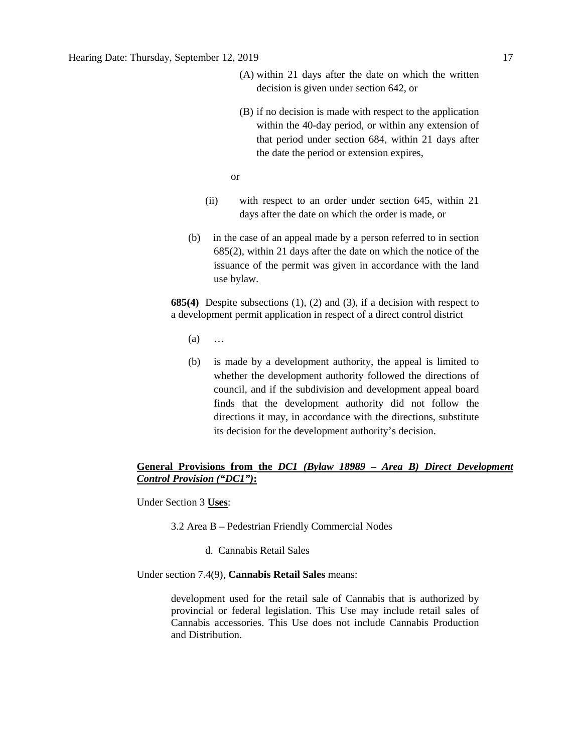(A) within 21 days after the date on which the written decision is given under section 642, or

(B) if no decision is made with respect to the application within the 40-day period, or within any extension of that period under section 684, within 21 days after the date the period or extension expires,

or

(ii) with respect to an order under section 645, within 21 days after the date on which the order is made, or

(b) in the case of an appeal made by a person referred to in section 685(2), within 21 days after the date on which the notice of the issuance of the permit was given in accordance with the land use bylaw.

**685(4)** Despite subsections (1), (2) and (3), if a decision with respect to a development permit application in respect of a direct control district

(a) …

(b) is made by a development authority, the appeal is limited to whether the development authority followed the directions of council, and if the subdivision and development appeal board finds that the development authority did not follow the directions it may, in accordance with the directions, substitute its decision for the development authority's decision.

**General Provisions from the *DC1 (Bylaw 18989 – Area B) Direct Development Control Provision ("DC1")*:**

Under Section 3 **Uses**:

3.2 Area B – Pedestrian Friendly Commercial Nodes

d. Cannabis Retail Sales

Under section 7.4(9), **Cannabis Retail Sales** means:

> development used for the retail sale of Cannabis that is authorized by provincial or federal legislation. This Use may include retail sales of Cannabis accessories. This Use does not include Cannabis Production and Distribution.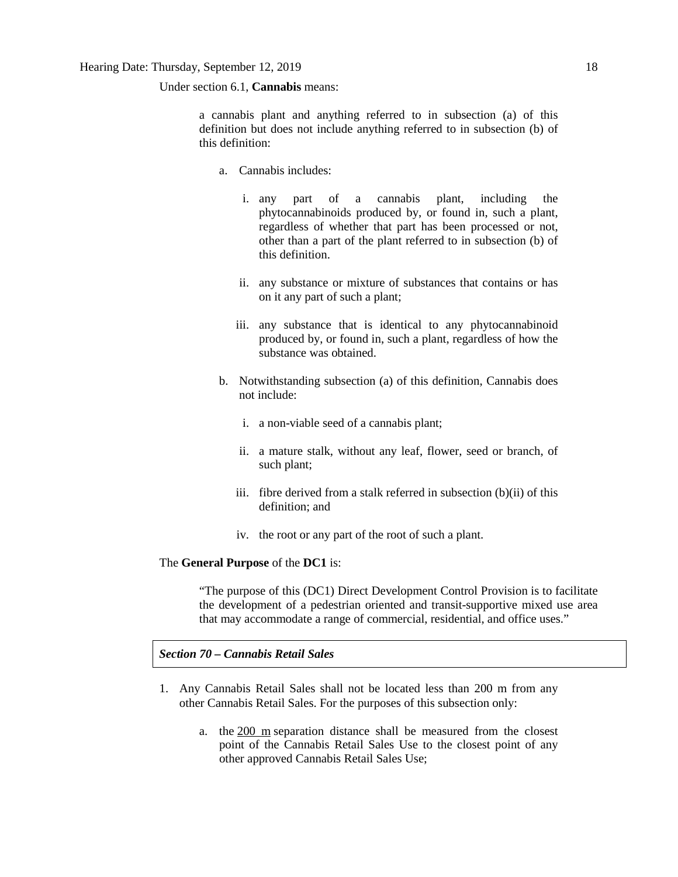Under section 6.1, **Cannabis** means:

> a cannabis plant and anything referred to in subsection (a) of this definition but does not include anything referred to in subsection (b) of this definition:
>
> a. Cannabis includes:
>
>    i. any part of a cannabis plant, including the phytocannabinoids produced by, or found in, such a plant, regardless of whether that part has been processed or not, other than a part of the plant referred to in subsection (b) of this definition.
>
>    ii. any substance or mixture of substances that contains or has on it any part of such a plant;
>
>    iii. any substance that is identical to any phytocannabinoid produced by, or found in, such a plant, regardless of how the substance was obtained.
>
> b. Notwithstanding subsection (a) of this definition, Cannabis does not include:
>
>    i. a non-viable seed of a cannabis plant;
>
>    ii. a mature stalk, without any leaf, flower, seed or branch, of such plant;
>
>    iii. fibre derived from a stalk referred in subsection (b)(ii) of this definition; and
>
>    iv. the root or any part of the root of such a plant.

The **General Purpose** of the **DC1** is:

> "The purpose of this (DC1) Direct Development Control Provision is to facilitate the development of a pedestrian oriented and transit-supportive mixed use area that may accommodate a range of commercial, residential, and office uses."

***Section 70 – Cannabis Retail Sales***

1. Any Cannabis Retail Sales shall not be located less than 200 m from any other Cannabis Retail Sales. For the purposes of this subsection only:

   a. the 200 m separation distance shall be measured from the closest point of the Cannabis Retail Sales Use to the closest point of any other approved Cannabis Retail Sales Use;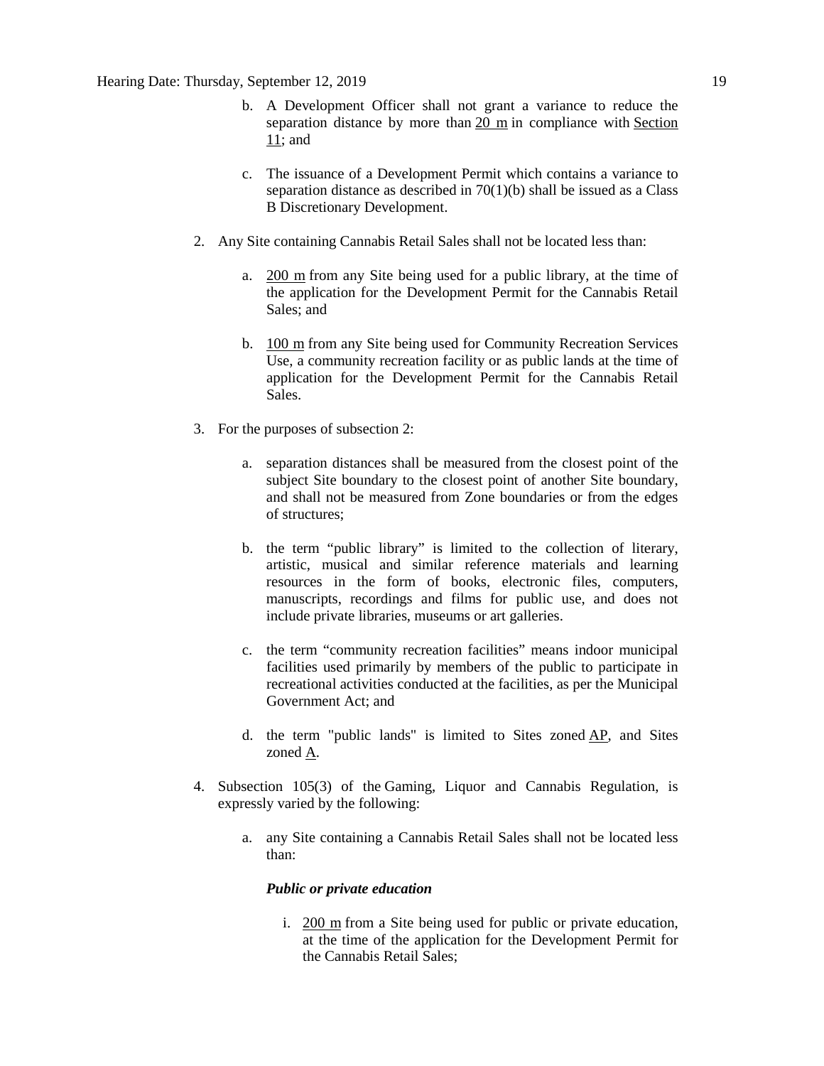b. A Development Officer shall not grant a variance to reduce the separation distance by more than 20 m in compliance with Section 11; and

c. The issuance of a Development Permit which contains a variance to separation distance as described in 70(1)(b) shall be issued as a Class B Discretionary Development.

2. Any Site containing Cannabis Retail Sales shall not be located less than:

   a. 200 m from any Site being used for a public library, at the time of the application for the Development Permit for the Cannabis Retail Sales; and

   b. 100 m from any Site being used for Community Recreation Services Use, a community recreation facility or as public lands at the time of application for the Development Permit for the Cannabis Retail Sales.

3. For the purposes of subsection 2:

   a. separation distances shall be measured from the closest point of the subject Site boundary to the closest point of another Site boundary, and shall not be measured from Zone boundaries or from the edges of structures;

   b. the term "public library" is limited to the collection of literary, artistic, musical and similar reference materials and learning resources in the form of books, electronic files, computers, manuscripts, recordings and films for public use, and does not include private libraries, museums or art galleries.

   c. the term "community recreation facilities" means indoor municipal facilities used primarily by members of the public to participate in recreational activities conducted at the facilities, as per the Municipal Government Act; and

   d. the term "public lands" is limited to Sites zoned AP, and Sites zoned A.

4. Subsection 105(3) of the Gaming, Liquor and Cannabis Regulation, is expressly varied by the following:

   a. any Site containing a Cannabis Retail Sales shall not be located less than:

      ***Public or private education***

      i. 200 m from a Site being used for public or private education, at the time of the application for the Development Permit for the Cannabis Retail Sales;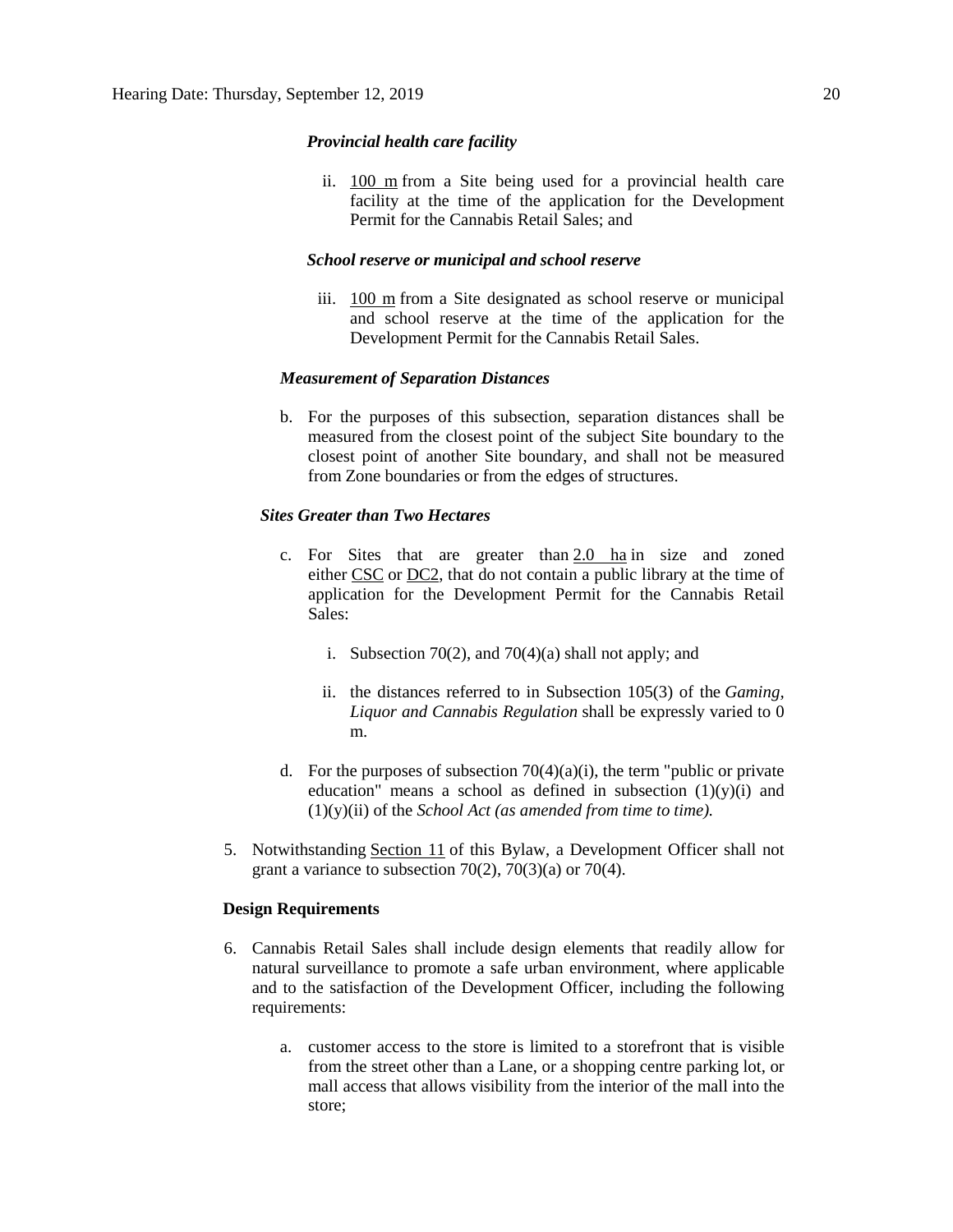***Provincial health care facility***

ii. 100 m from a Site being used for a provincial health care facility at the time of the application for the Development Permit for the Cannabis Retail Sales; and

***School reserve or municipal and school reserve***

iii. 100 m from a Site designated as school reserve or municipal and school reserve at the time of the application for the Development Permit for the Cannabis Retail Sales.

***Measurement of Separation Distances***

b. For the purposes of this subsection, separation distances shall be measured from the closest point of the subject Site boundary to the closest point of another Site boundary, and shall not be measured from Zone boundaries or from the edges of structures.

***Sites Greater than Two Hectares***

c. For Sites that are greater than 2.0 ha in size and zoned either CSC or DC2, that do not contain a public library at the time of application for the Development Permit for the Cannabis Retail Sales:

   i. Subsection 70(2), and 70(4)(a) shall not apply; and

   ii. the distances referred to in Subsection 105(3) of the *Gaming, Liquor and Cannabis Regulation* shall be expressly varied to 0 m.

d. For the purposes of subsection 70(4)(a)(i), the term "public or private education" means a school as defined in subsection (1)(y)(i) and (1)(y)(ii) of the *School Act (as amended from time to time).*

5. Notwithstanding Section 11 of this Bylaw, a Development Officer shall not grant a variance to subsection 70(2), 70(3)(a) or 70(4).

**Design Requirements**

6. Cannabis Retail Sales shall include design elements that readily allow for natural surveillance to promote a safe urban environment, where applicable and to the satisfaction of the Development Officer, including the following requirements:

   a. customer access to the store is limited to a storefront that is visible from the street other than a Lane, or a shopping centre parking lot, or mall access that allows visibility from the interior of the mall into the store;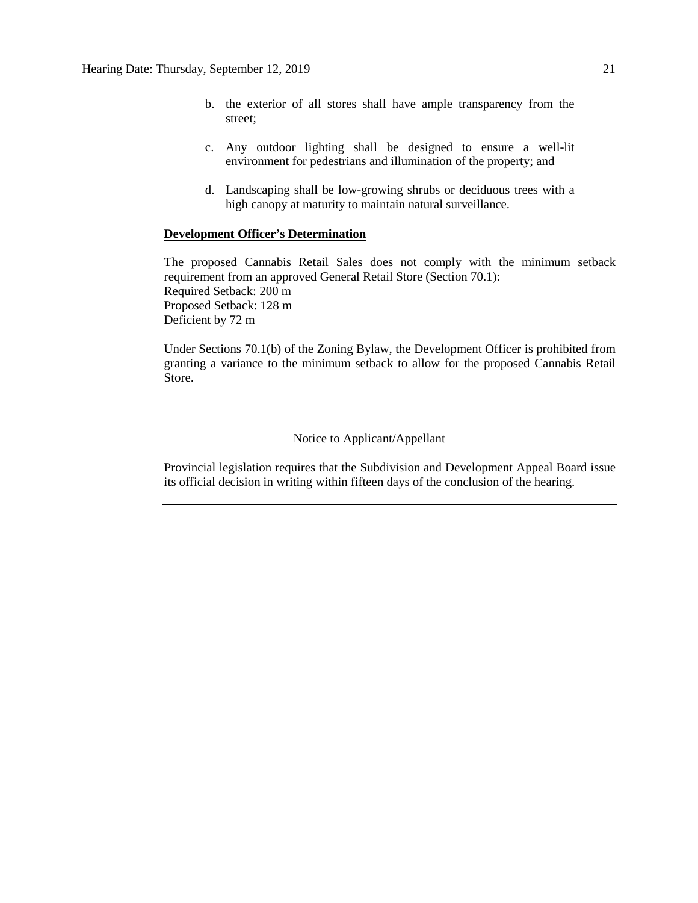b. the exterior of all stores shall have ample transparency from the street;

c. Any outdoor lighting shall be designed to ensure a well-lit environment for pedestrians and illumination of the property; and

d. Landscaping shall be low-growing shrubs or deciduous trees with a high canopy at maturity to maintain natural surveillance.

**Development Officer's Determination**

The proposed Cannabis Retail Sales does not comply with the minimum setback requirement from an approved General Retail Store (Section 70.1):
Required Setback: 200 m
Proposed Setback: 128 m
Deficient by 72 m

Under Sections 70.1(b) of the Zoning Bylaw, the Development Officer is prohibited from granting a variance to the minimum setback to allow for the proposed Cannabis Retail Store.

---

Notice to Applicant/Appellant

Provincial legislation requires that the Subdivision and Development Appeal Board issue its official decision in writing within fifteen days of the conclusion of the hearing.

---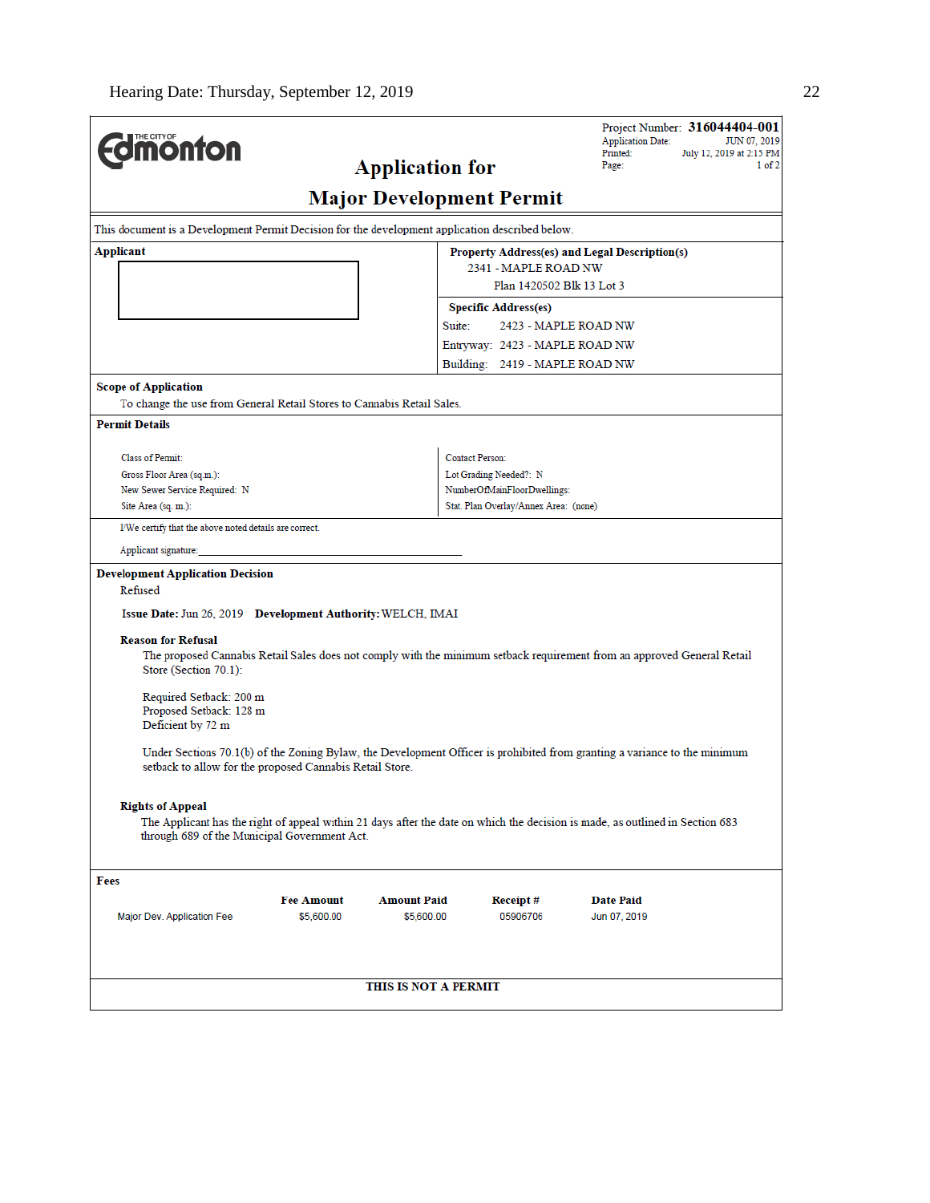Hearing Date: Thursday, September 12, 2019

THE CITY OF Edmonton

# Application for Major Development Permit

Project Number: **316044404-001**
Application Date: JUN 07, 2019
Printed: July 12, 2019 at 2:15 PM
Page: 1 of 2

This document is a Development Permit Decision for the development application described below.

**Applicant**

**Property Address(es) and Legal Description(s)**
2341 - MAPLE ROAD NW
Plan 1420502 Blk 13 Lot 3

**Specific Address(es)**
Suite: 2423 - MAPLE ROAD NW
Entryway: 2423 - MAPLE ROAD NW
Building: 2419 - MAPLE ROAD NW

**Scope of Application**

To change the use from General Retail Stores to Cannabis Retail Sales.

**Permit Details**

Class of Permit:
Gross Floor Area (sq.m.):
New Sewer Service Required: N
Site Area (sq. m.):

Contact Person:
Lot Grading Needed?: N
NumberOfMainFloorDwellings:
Stat. Plan Overlay/Annex Area: (none)

I/We certify that the above noted details are correct.

Applicant signature:

**Development Application Decision**

Refused

**Issue Date:** Jun 26, 2019 **Development Authority:** WELCH, IMAI

**Reason for Refusal**

The proposed Cannabis Retail Sales does not comply with the minimum setback requirement from an approved General Retail Store (Section 70.1):

Required Setback: 200 m
Proposed Setback: 128 m
Deficient by 72 m

Under Sections 70.1(b) of the Zoning Bylaw, the Development Officer is prohibited from granting a variance to the minimum setback to allow for the proposed Cannabis Retail Store.

**Rights of Appeal**

The Applicant has the right of appeal within 21 days after the date on which the decision is made, as outlined in Section 683 through 689 of the Municipal Government Act.

**Fees**

| | Fee Amount | Amount Paid | Receipt # | Date Paid |
|---|---|---|---|---|
| Major Dev. Application Fee | $5,600.00 | $5,600.00 | 05906706 | Jun 07, 2019 |

**THIS IS NOT A PERMIT**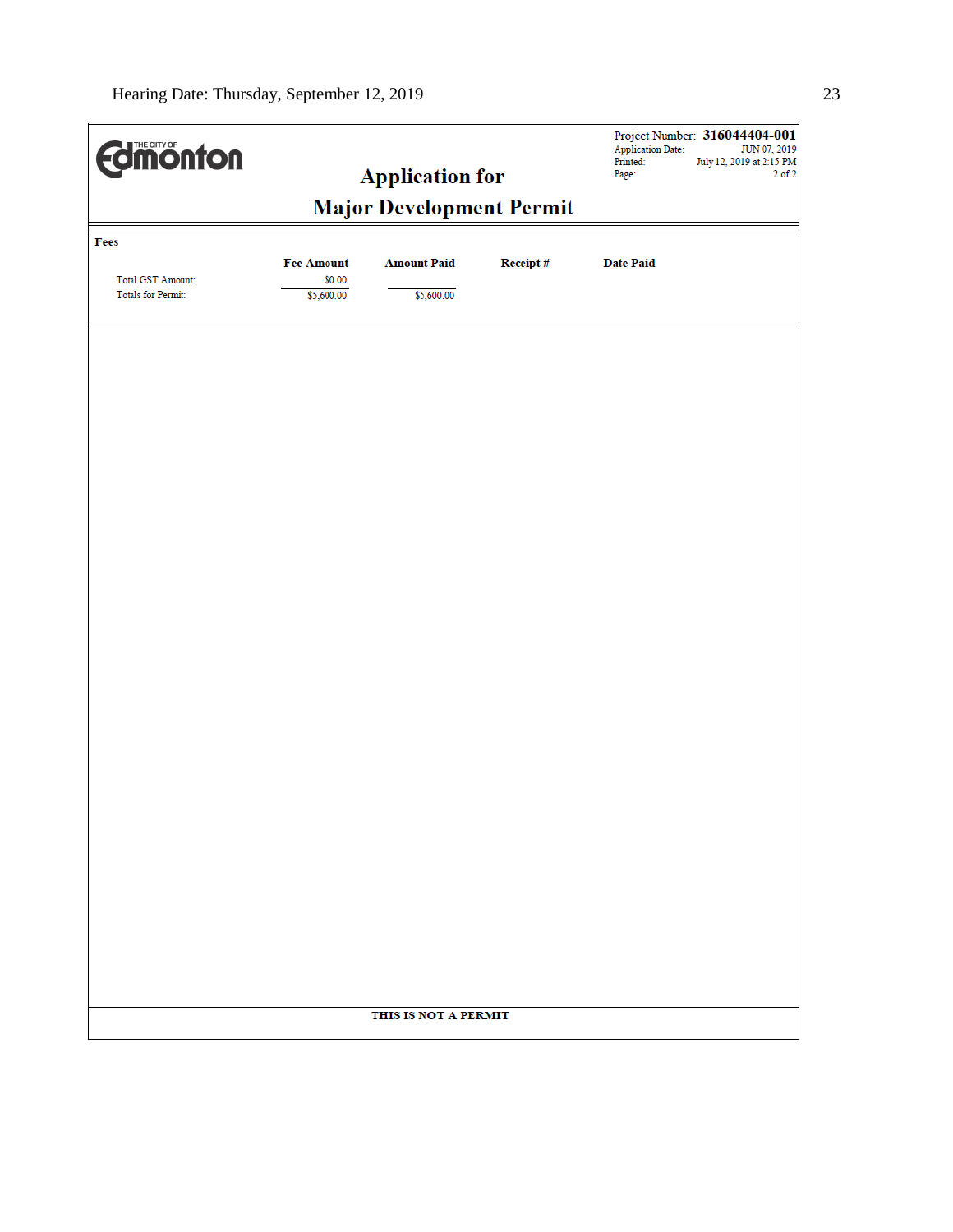THE CITY OF Edmonton

Project Number: **316044404-001**
Application Date: JUN 07, 2019
Printed: July 12, 2019 at 2:15 PM
Page: 2 of 2

# Application for

# Major Development Permit

**Fees**

| | Fee Amount | Amount Paid | Receipt # | Date Paid |
|---|---|---|---|---|
| Total GST Amount: | $0.00 | | | |
| Totals for Permit: | $5,600.00 | $5,600.00 | | |

**THIS IS NOT A PERMIT**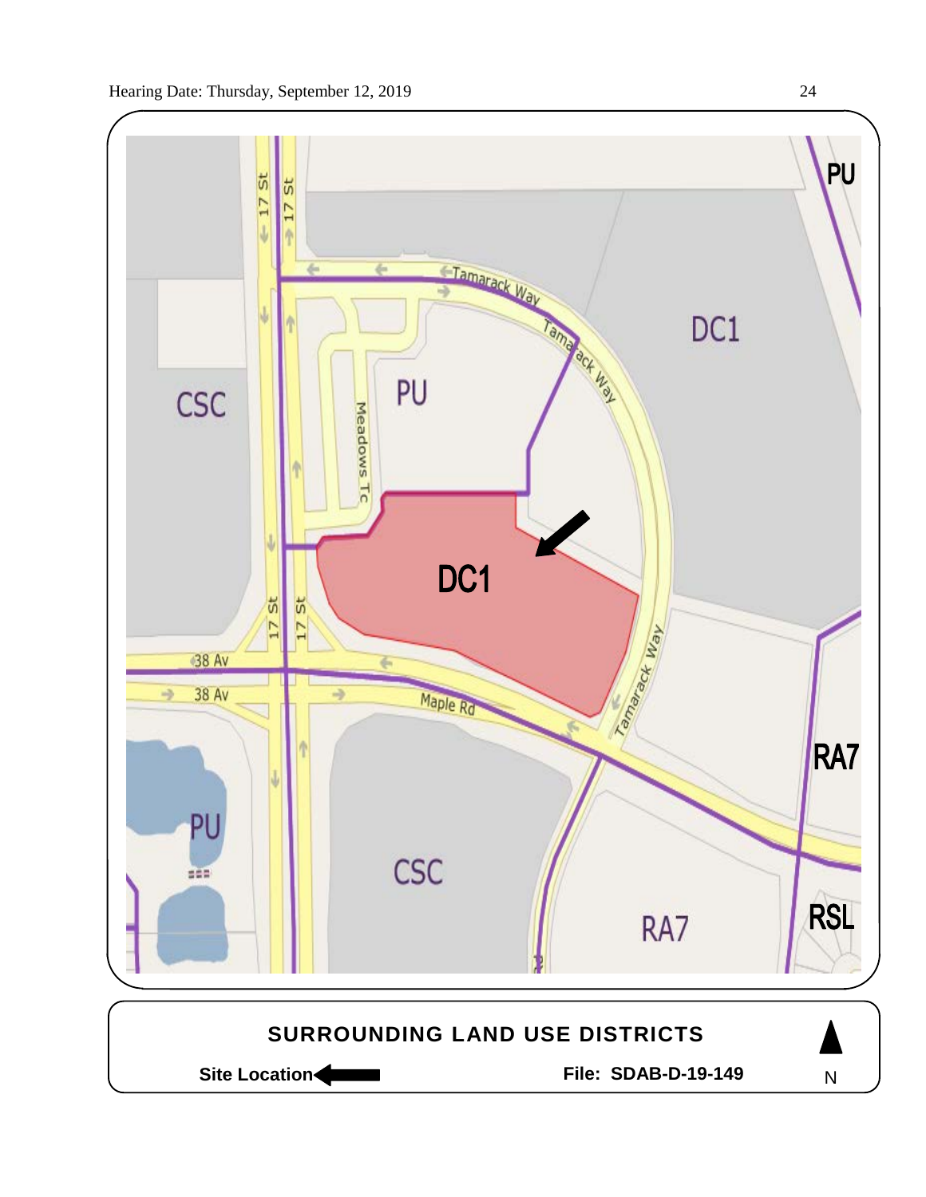PU

17 St

17 St

Tamarack Way

Tamarack Way

DC1

CSC

PU

Meadows Tc

DC1

17 St

17 St

38 Av

38 Av

Maple Rd

Tamarack Way

RA7

PU

CSC

RA7

RSL

**SURROUNDING LAND USE DISTRICTS**

**Site Location** ⟵ **File: SDAB-D-19-149** N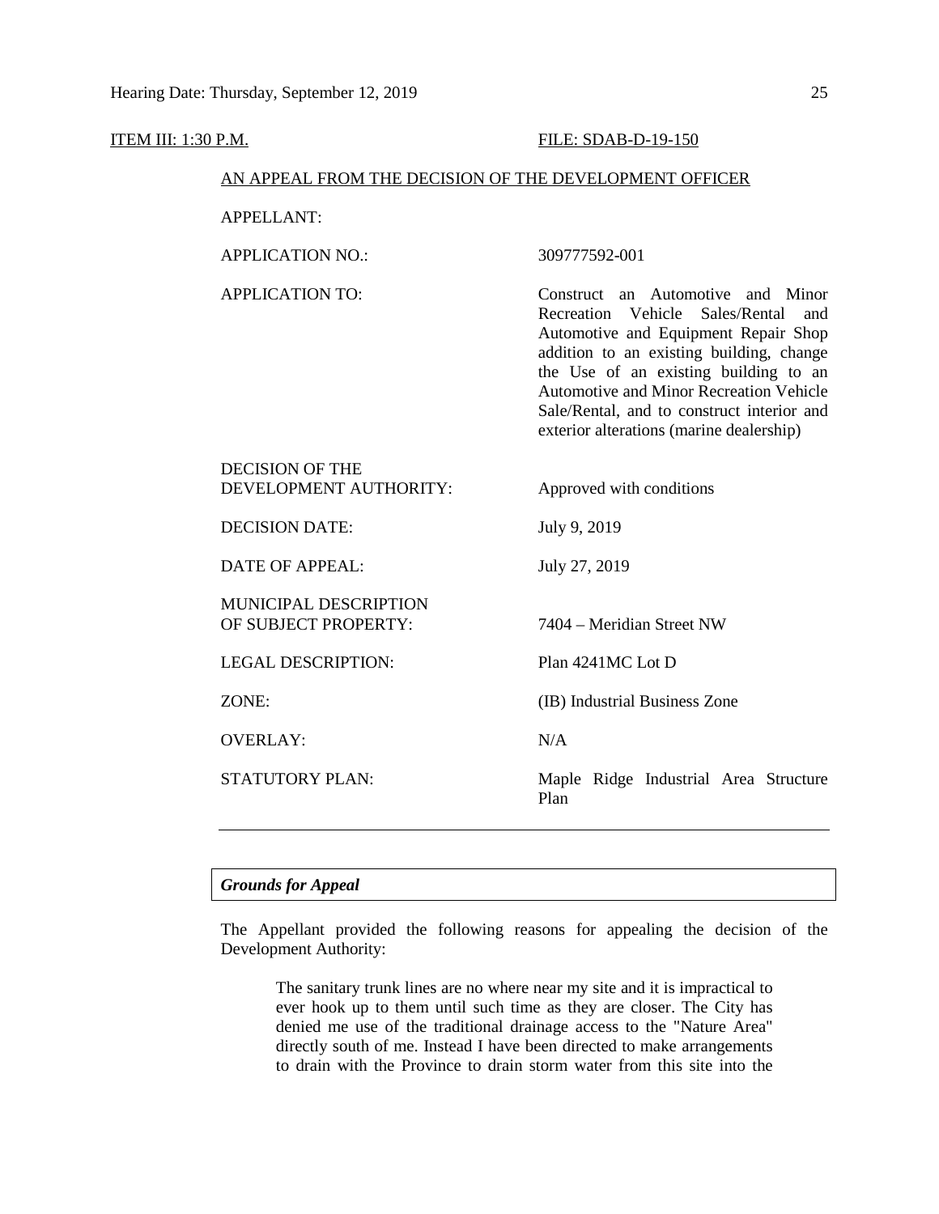ITEM III: 1:30 P.M. FILE: SDAB-D-19-150

AN APPEAL FROM THE DECISION OF THE DEVELOPMENT OFFICER

| | |
|---|---|
| APPELLANT: | |
| APPLICATION NO.: | 309777592-001 |
| APPLICATION TO: | Construct an Automotive and Minor Recreation Vehicle Sales/Rental and Automotive and Equipment Repair Shop addition to an existing building, change the Use of an existing building to an Automotive and Minor Recreation Vehicle Sale/Rental, and to construct interior and exterior alterations (marine dealership) |
| DECISION OF THE DEVELOPMENT AUTHORITY: | Approved with conditions |
| DECISION DATE: | July 9, 2019 |
| DATE OF APPEAL: | July 27, 2019 |
| MUNICIPAL DESCRIPTION OF SUBJECT PROPERTY: | 7404 – Meridian Street NW |
| LEGAL DESCRIPTION: | Plan 4241MC Lot D |
| ZONE: | (IB) Industrial Business Zone |
| OVERLAY: | N/A |
| STATUTORY PLAN: | Maple Ridge Industrial Area Structure Plan |

---

***Grounds for Appeal***

The Appellant provided the following reasons for appealing the decision of the Development Authority:

> The sanitary trunk lines are no where near my site and it is impractical to ever hook up to them until such time as they are closer. The City has denied me use of the traditional drainage access to the "Nature Area" directly south of me. Instead I have been directed to make arrangements to drain with the Province to drain storm water from this site into the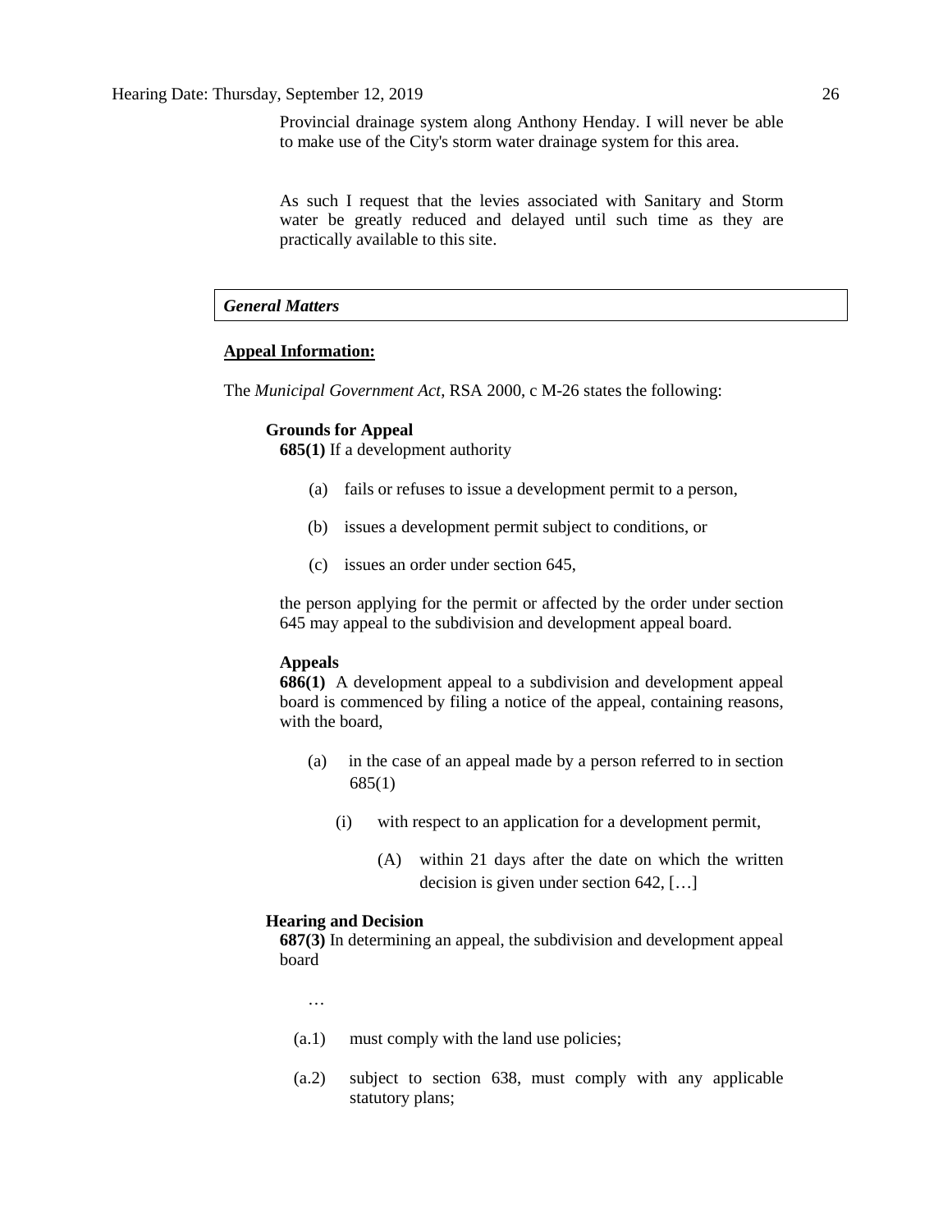Provincial drainage system along Anthony Henday. I will never be able to make use of the City's storm water drainage system for this area.

As such I request that the levies associated with Sanitary and Storm water be greatly reduced and delayed until such time as they are practically available to this site.

### *General Matters*

**Appeal Information:**

The *Municipal Government Act*, RSA 2000, c M-26 states the following:

**Grounds for Appeal**

**685(1)** If a development authority

(a) fails or refuses to issue a development permit to a person,

(b) issues a development permit subject to conditions, or

(c) issues an order under section 645,

the person applying for the permit or affected by the order under section 645 may appeal to the subdivision and development appeal board.

**Appeals**

**686(1)** A development appeal to a subdivision and development appeal board is commenced by filing a notice of the appeal, containing reasons, with the board,

(a) in the case of an appeal made by a person referred to in section 685(1)

(i) with respect to an application for a development permit,

(A) within 21 days after the date on which the written decision is given under section 642, […]

**Hearing and Decision**

**687(3)** In determining an appeal, the subdivision and development appeal board

…

(a.1) must comply with the land use policies;

(a.2) subject to section 638, must comply with any applicable statutory plans;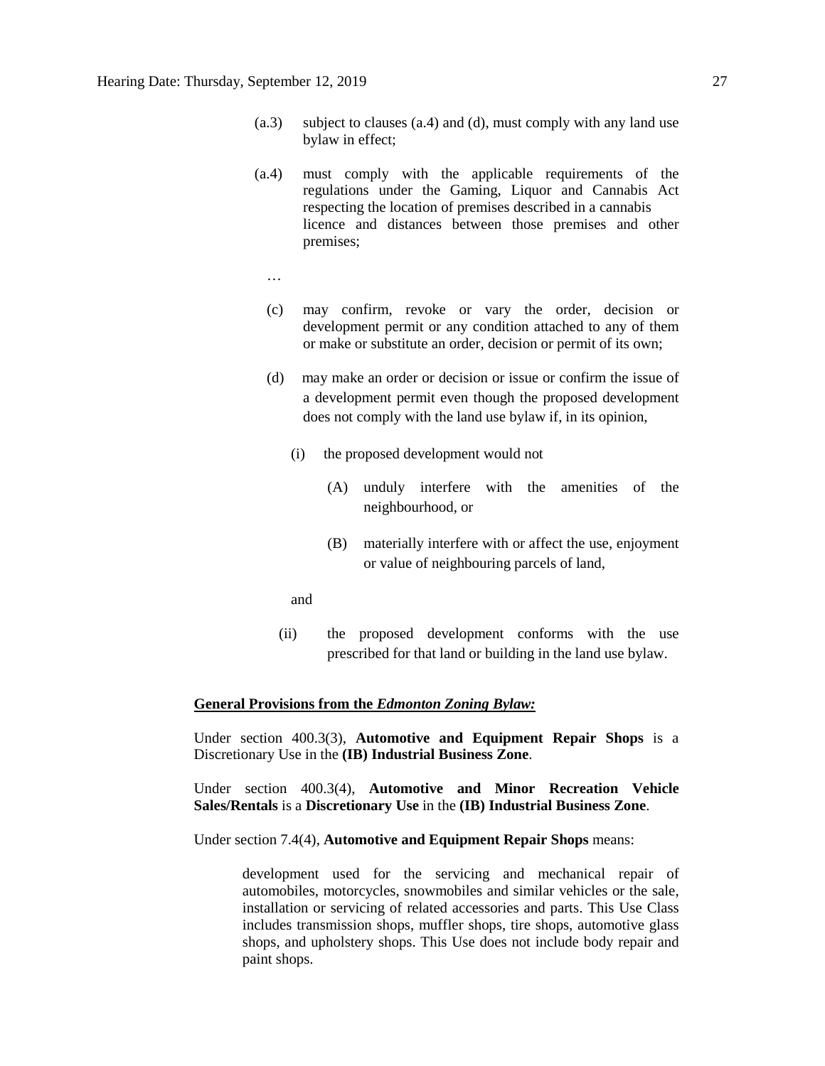(a.3) subject to clauses (a.4) and (d), must comply with any land use bylaw in effect;

(a.4) must comply with the applicable requirements of the regulations under the Gaming, Liquor and Cannabis Act respecting the location of premises described in a cannabis licence and distances between those premises and other premises;

…

(c) may confirm, revoke or vary the order, decision or development permit or any condition attached to any of them or make or substitute an order, decision or permit of its own;

(d) may make an order or decision or issue or confirm the issue of a development permit even though the proposed development does not comply with the land use bylaw if, in its opinion,

(i) the proposed development would not

(A) unduly interfere with the amenities of the neighbourhood, or

(B) materially interfere with or affect the use, enjoyment or value of neighbouring parcels of land,

and

(ii) the proposed development conforms with the use prescribed for that land or building in the land use bylaw.

**General Provisions from the *Edmonton Zoning Bylaw:***

Under section 400.3(3), **Automotive and Equipment Repair Shops** is a Discretionary Use in the **(IB) Industrial Business Zone**.

Under section 400.3(4), **Automotive and Minor Recreation Vehicle Sales/Rentals** is a **Discretionary Use** in the **(IB) Industrial Business Zone**.

Under section 7.4(4), **Automotive and Equipment Repair Shops** means:

> development used for the servicing and mechanical repair of automobiles, motorcycles, snowmobiles and similar vehicles or the sale, installation or servicing of related accessories and parts. This Use Class includes transmission shops, muffler shops, tire shops, automotive glass shops, and upholstery shops. This Use does not include body repair and paint shops.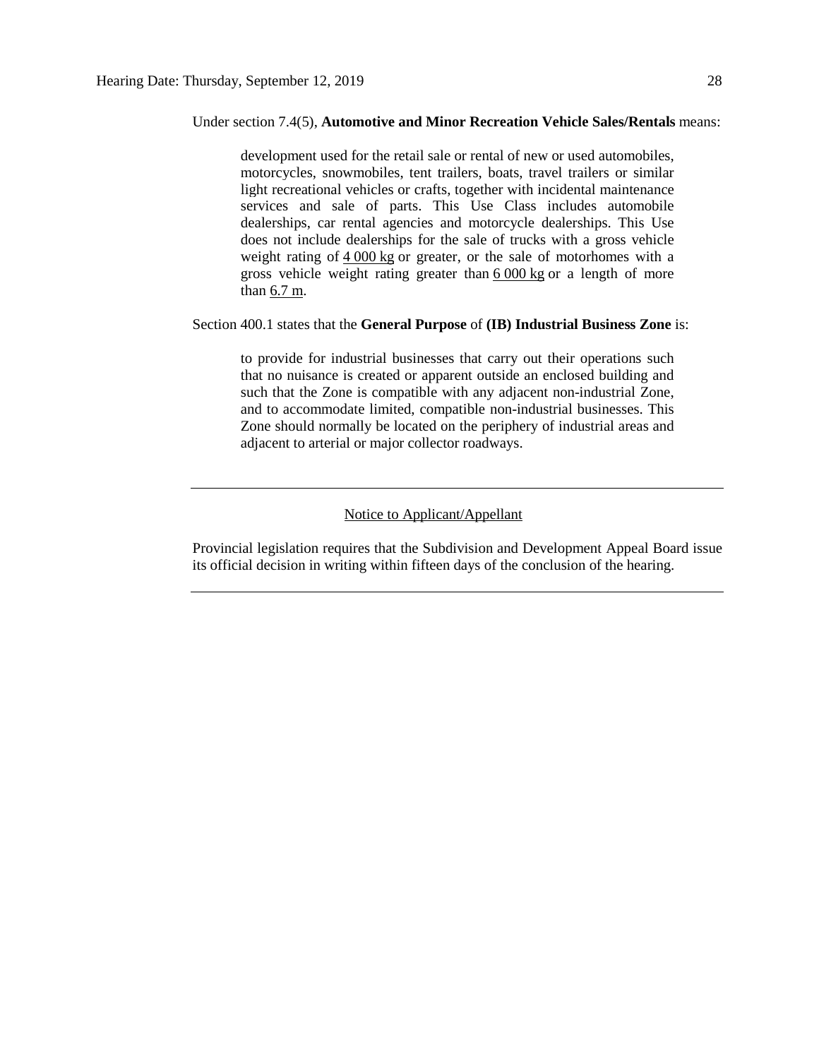Under section 7.4(5), **Automotive and Minor Recreation Vehicle Sales/Rentals** means:

> development used for the retail sale or rental of new or used automobiles, motorcycles, snowmobiles, tent trailers, boats, travel trailers or similar light recreational vehicles or crafts, together with incidental maintenance services and sale of parts. This Use Class includes automobile dealerships, car rental agencies and motorcycle dealerships. This Use does not include dealerships for the sale of trucks with a gross vehicle weight rating of 4 000 kg or greater, or the sale of motorhomes with a gross vehicle weight rating greater than 6 000 kg or a length of more than 6.7 m.

Section 400.1 states that the **General Purpose** of **(IB) Industrial Business Zone** is:

> to provide for industrial businesses that carry out their operations such that no nuisance is created or apparent outside an enclosed building and such that the Zone is compatible with any adjacent non-industrial Zone, and to accommodate limited, compatible non-industrial businesses. This Zone should normally be located on the periphery of industrial areas and adjacent to arterial or major collector roadways.

---

Notice to Applicant/Appellant

Provincial legislation requires that the Subdivision and Development Appeal Board issue its official decision in writing within fifteen days of the conclusion of the hearing.

---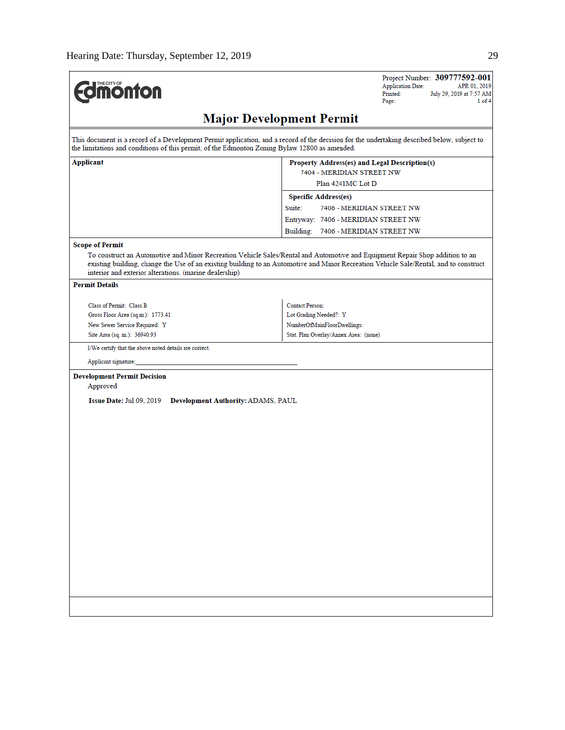THE CITY OF Edmonton

Project Number: **309777592-001**
Application Date: APR 01, 2019
Printed: July 29, 2019 at 7:57 AM
Page: 1 of 4

# Major Development Permit

This document is a record of a Development Permit application, and a record of the decision for the undertaking described below, subject to the limitations and conditions of this permit, of the Edmonton Zoning Bylaw 12800 as amended.

| **Applicant** | **Property Address(es) and Legal Description(s)** |
|---|---|
| | 7404 - MERIDIAN STREET NW |
| | Plan 4241MC Lot D |
| | **Specific Address(es)** |
| | Suite: 7406 - MERIDIAN STREET NW |
| | Entryway: 7406 - MERIDIAN STREET NW |
| | Building: 7406 - MERIDIAN STREET NW |

**Scope of Permit**

To construct an Automotive and Minor Recreation Vehicle Sales/Rental and Automotive and Equipment Repair Shop addition to an existing building, change the Use of an existing building to an Automotive and Minor Recreation Vehicle Sale/Rental, and to construct interior and exterior alterations. (marine dealership)

**Permit Details**

| | |
|---|---|
| Class of Permit: Class B | Contact Person: |
| Gross Floor Area (sq.m.): 1773.41 | Lot Grading Needed?: Y |
| New Sewer Service Required: Y | NumberOfMainFloorDwellings: |
| Site Area (sq. m.): 36940.93 | Stat. Plan Overlay/Annex Area: (none) |

I/We certify that the above noted details are correct.

Applicant signature:_______________________________________________

**Development Permit Decision**

Approved

**Issue Date:** Jul 09, 2019 **Development Authority:** ADAMS, PAUL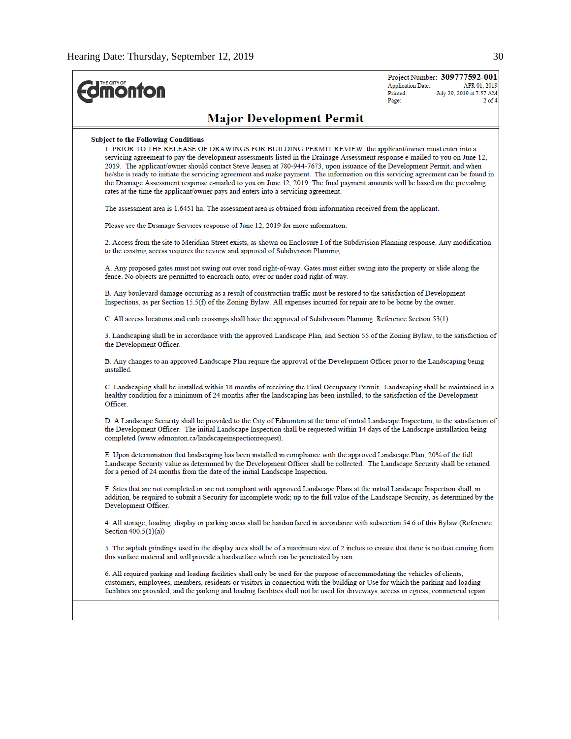The City of Edmonton

Project Number: **309777592-001**
Application Date: APR 01, 2019
Printed: July 29, 2019 at 7:57 AM
Page: 2 of 4

## Major Development Permit

**Subject to the Following Conditions**

1. PRIOR TO THE RELEASE OF DRAWINGS FOR BUILDING PERMIT REVIEW, the applicant/owner must enter into a servicing agreement to pay the development assessments listed in the Drainage Assessment response e-mailed to you on June 12, 2019. The applicant/owner should contact Steve Jensen at 780-944-7673, upon issuance of the Development Permit, and when he/she is ready to initiate the servicing agreement and make payment. The information on this servicing agreement can be found in the Drainage Assessment response e-mailed to you on June 12, 2019. The final payment amounts will be based on the prevailing rates at the time the applicant/owner pays and enters into a servicing agreement.

The assessment area is 1.6451 ha. The assessment area is obtained from information received from the applicant.

Please see the Drainage Services response of June 12, 2019 for more information.

2. Access from the site to Meridian Street exists, as shown on Enclosure I of the Subdivision Planning response. Any modification to the existing access requires the review and approval of Subdivision Planning.

A. Any proposed gates must not swing out over road right-of-way. Gates must either swing into the property or slide along the fence. No objects are permitted to encroach onto, over or under road right-of-way.

B. Any boulevard damage occurring as a result of construction traffic must be restored to the satisfaction of Development Inspections, as per Section 15.5(f) of the Zoning Bylaw. All expenses incurred for repair are to be borne by the owner.

C. All access locations and curb crossings shall have the approval of Subdivision Planning. Reference Section 53(1):

3. Landscaping shall be in accordance with the approved Landscape Plan, and Section 55 of the Zoning Bylaw, to the satisfaction of the Development Officer.

B. Any changes to an approved Landscape Plan require the approval of the Development Officer prior to the Landscaping being installed.

C. Landscaping shall be installed within 18 months of receiving the Final Occupancy Permit. Landscaping shall be maintained in a healthy condition for a minimum of 24 months after the landscaping has been installed, to the satisfaction of the Development Officer.

D. A Landscape Security shall be provided to the City of Edmonton at the time of initial Landscape Inspection, to the satisfaction of the Development Officer. The initial Landscape Inspection shall be requested within 14 days of the Landscape installation being completed (www.edmonton.ca/landscapeinspectionrequest).

E. Upon determination that landscaping has been installed in compliance with the approved Landscape Plan, 20% of the full Landscape Security value as determined by the Development Officer shall be collected. The Landscape Security shall be retained for a period of 24 months from the date of the initial Landscape Inspection.

F. Sites that are not completed or are not compliant with approved Landscape Plans at the initial Landscape Inspection shall, in addition, be required to submit a Security for incomplete work; up to the full value of the Landscape Security, as determined by the Development Officer.

4. All storage, loading, display or parking areas shall be hardsurfaced in accordance with subsection 54.6 of this Bylaw (Reference Section 400.5(1)(a))

5. The asphalt grindings used in the display area shall be of a maximum size of 2 inches to ensure that there is no dust coming from this surface material and will provide a hardsurface which can be penetrated by rain.

6. All required parking and loading facilities shall only be used for the purpose of accommodating the vehicles of clients, customers, employees, members, residents or visitors in connection with the building or Use for which the parking and loading facilities are provided, and the parking and loading facilities shall not be used for driveways, access or egress, commercial repair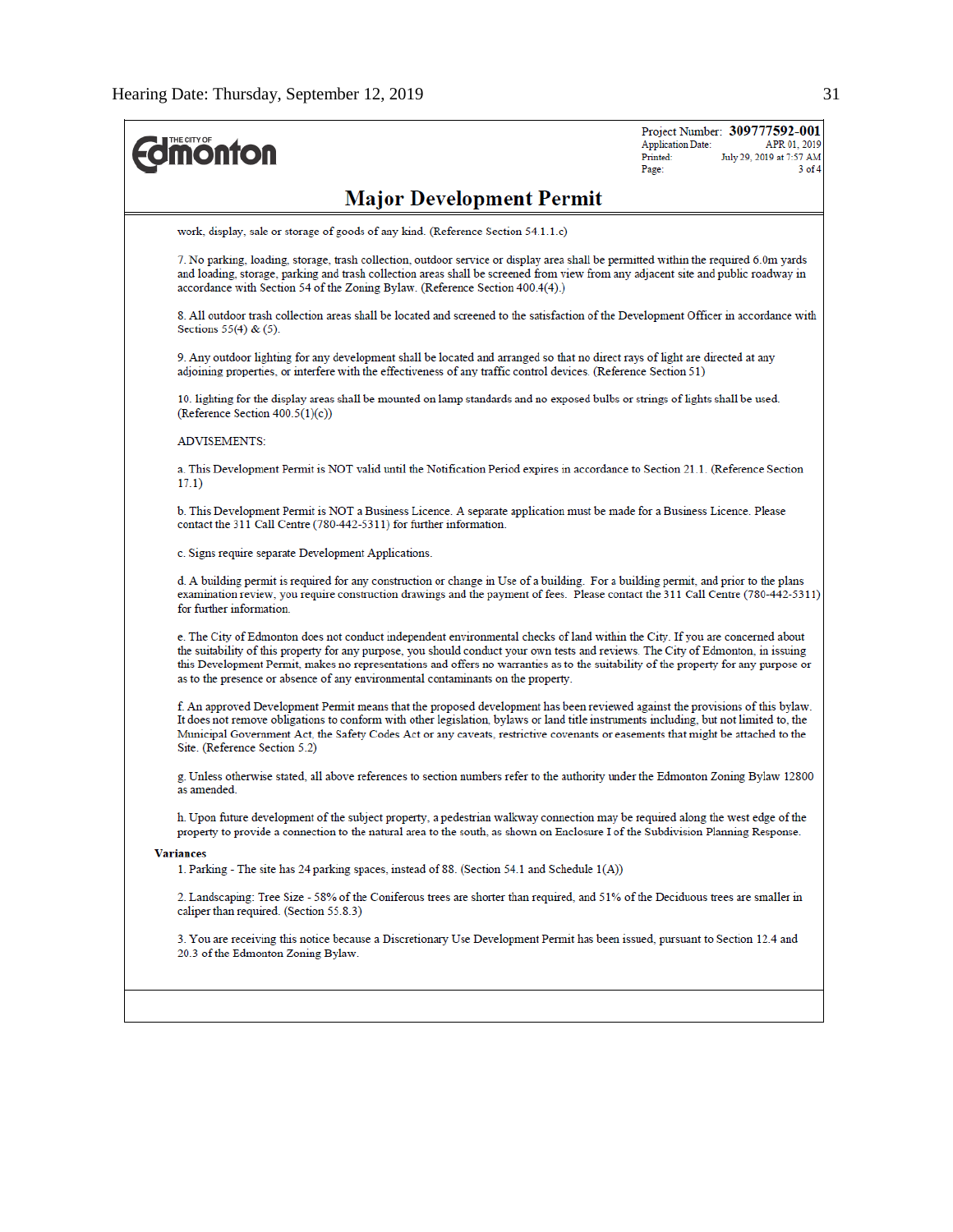Project Number: **309777592-001**
Application Date: APR 01, 2019
Printed: July 29, 2019 at 7:57 AM
Page: 3 of 4

# Major Development Permit

work, display, sale or storage of goods of any kind. (Reference Section 54.1.1.c)

7. No parking, loading, storage, trash collection, outdoor service or display area shall be permitted within the required 6.0m yards and loading, storage, parking and trash collection areas shall be screened from view from any adjacent site and public roadway in accordance with Section 54 of the Zoning Bylaw. (Reference Section 400.4(4).)

8. All outdoor trash collection areas shall be located and screened to the satisfaction of the Development Officer in accordance with Sections 55(4) & (5).

9. Any outdoor lighting for any development shall be located and arranged so that no direct rays of light are directed at any adjoining properties, or interfere with the effectiveness of any traffic control devices. (Reference Section 51)

10. lighting for the display areas shall be mounted on lamp standards and no exposed bulbs or strings of lights shall be used. (Reference Section 400.5(1)(c))

ADVISEMENTS:

a. This Development Permit is NOT valid until the Notification Period expires in accordance to Section 21.1. (Reference Section 17.1)

b. This Development Permit is NOT a Business Licence. A separate application must be made for a Business Licence. Please contact the 311 Call Centre (780-442-5311) for further information.

c. Signs require separate Development Applications.

d. A building permit is required for any construction or change in Use of a building. For a building permit, and prior to the plans examination review, you require construction drawings and the payment of fees. Please contact the 311 Call Centre (780-442-5311) for further information.

e. The City of Edmonton does not conduct independent environmental checks of land within the City. If you are concerned about the suitability of this property for any purpose, you should conduct your own tests and reviews. The City of Edmonton, in issuing this Development Permit, makes no representations and offers no warranties as to the suitability of the property for any purpose or as to the presence or absence of any environmental contaminants on the property.

f. An approved Development Permit means that the proposed development has been reviewed against the provisions of this bylaw. It does not remove obligations to conform with other legislation, bylaws or land title instruments including, but not limited to, the Municipal Government Act, the Safety Codes Act or any caveats, restrictive covenants or easements that might be attached to the Site. (Reference Section 5.2)

g. Unless otherwise stated, all above references to section numbers refer to the authority under the Edmonton Zoning Bylaw 12800 as amended.

h. Upon future development of the subject property, a pedestrian walkway connection may be required along the west edge of the property to provide a connection to the natural area to the south, as shown on Enclosure I of the Subdivision Planning Response.

**Variances**

1. Parking - The site has 24 parking spaces, instead of 88. (Section 54.1 and Schedule 1(A))

2. Landscaping: Tree Size - 58% of the Coniferous trees are shorter than required, and 51% of the Deciduous trees are smaller in caliper than required. (Section 55.8.3)

3. You are receiving this notice because a Discretionary Use Development Permit has been issued, pursuant to Section 12.4 and 20.3 of the Edmonton Zoning Bylaw.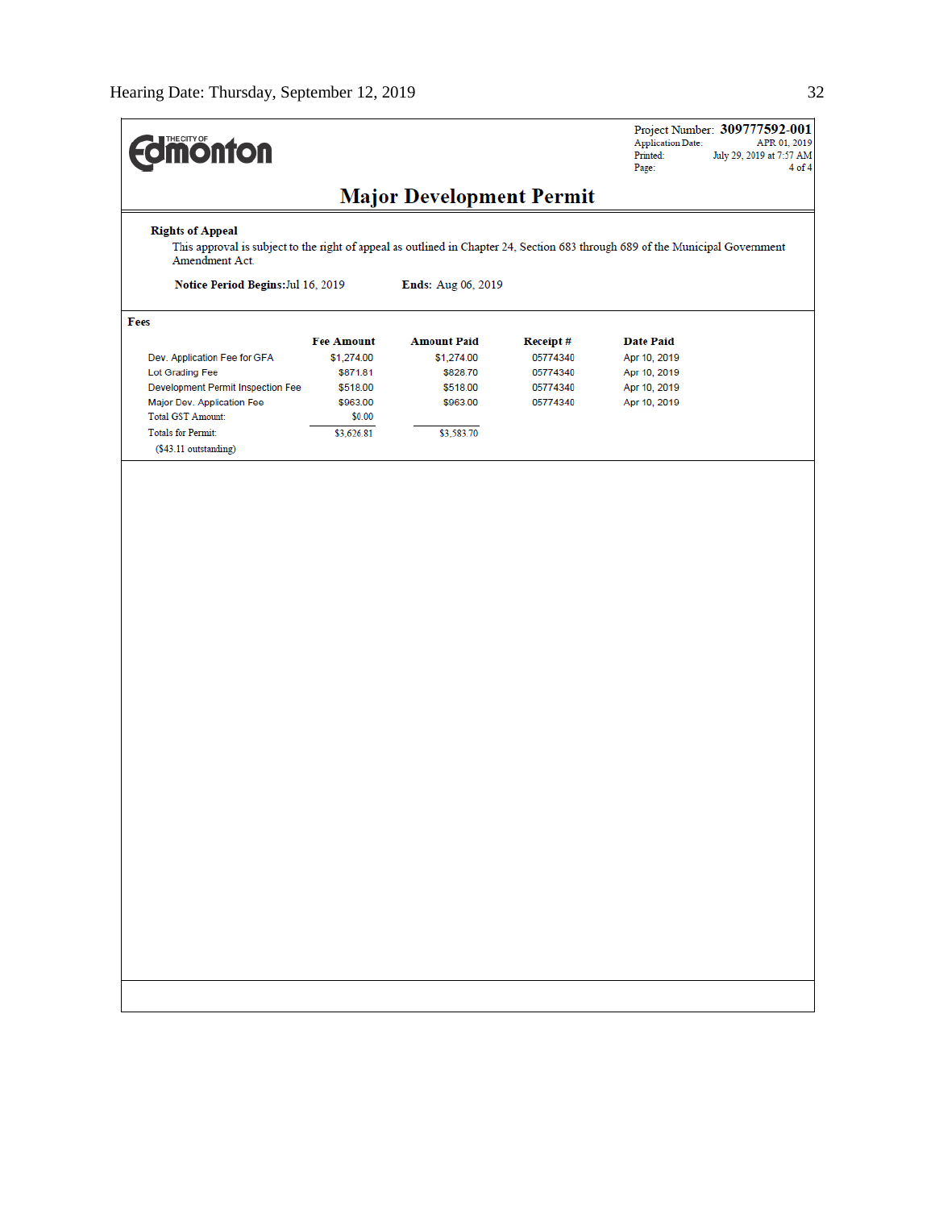Project Number: **309777592-001**
Application Date: APR 01, 2019
Printed: July 29, 2019 at 7:57 AM
Page: 4 of 4

# Major Development Permit

**Rights of Appeal**

This approval is subject to the right of appeal as outlined in Chapter 24, Section 683 through 689 of the Municipal Government Amendment Act.

**Notice Period Begins:** Jul 16, 2019 **Ends:** Aug 06, 2019

**Fees**

| | Fee Amount | Amount Paid | Receipt # | Date Paid |
|---|---|---|---|---|
| Dev. Application Fee for GFA | $1,274.00 | $1,274.00 | 05774340 | Apr 10, 2019 |
| Lot Grading Fee | $871.81 | $828.70 | 05774340 | Apr 10, 2019 |
| Development Permit Inspection Fee | $518.00 | $518.00 | 05774340 | Apr 10, 2019 |
| Major Dev. Application Fee | $963.00 | $963.00 | 05774340 | Apr 10, 2019 |
| Total GST Amount: | $0.00 | | | |
| Totals for Permit: | $3,626.81 | $3,583.70 | | |
| ($43.11 outstanding) | | | | |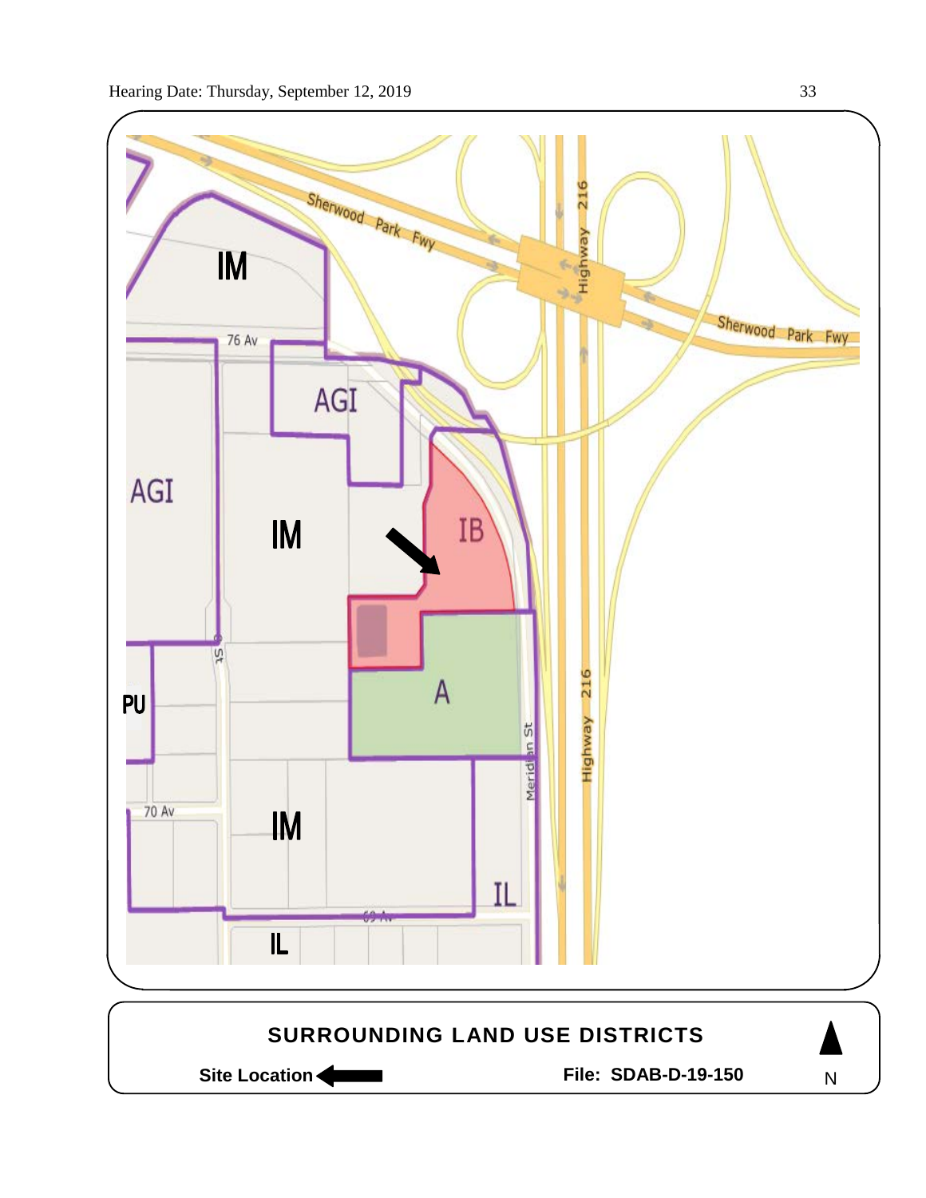IM

76 Av

AGI

AGI

IM

IB

PU

A

70 Av

IM

IL

IL

Sherwood Park Fwy

Highway 216

Meridian St

**SURROUNDING LAND USE DISTRICTS**

**Site Location**

**File: SDAB-D-19-150**

N